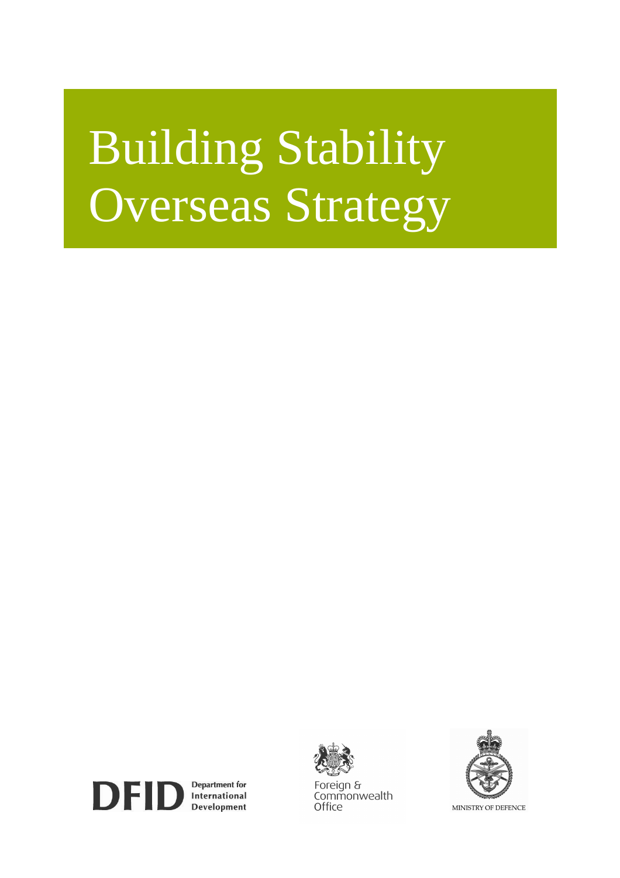# Building Stability Overseas Strategy

DFID Department for International Development

Foreign & Commonwealth Office

MINISTRY OF DEFENCE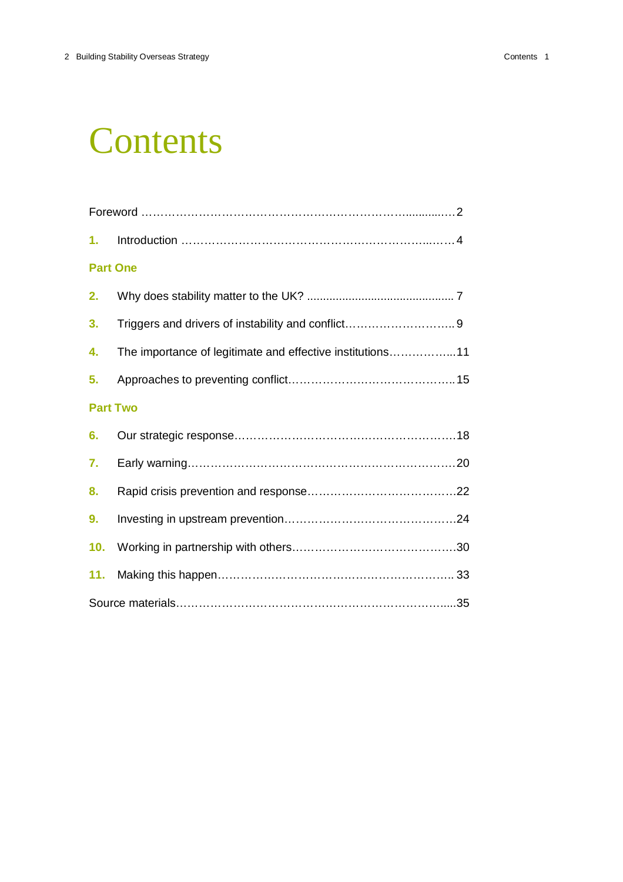# Contents

Foreword …………………………………………………………………..........…2

1. Introduction ………………………………………………………..……4

**Part One**

2. Why does stability matter to the UK? ............................................ 7
3. Triggers and drivers of instability and conflict……………………….. 9
4. The importance of legitimate and effective institutions……………...11
5. Approaches to preventing conflict…………………………………….. 15

**Part Two**

6. Our strategic response…………………………………………………18
7. Early warning……………………………………………………………20
8. Rapid crisis prevention and response…………………………………22
9. Investing in upstream prevention……………………………………..24
10. Working in partnership with others……………………………………30
11. Making this happen…………………………………………………….. 33

Source materials……………………………………………………………....35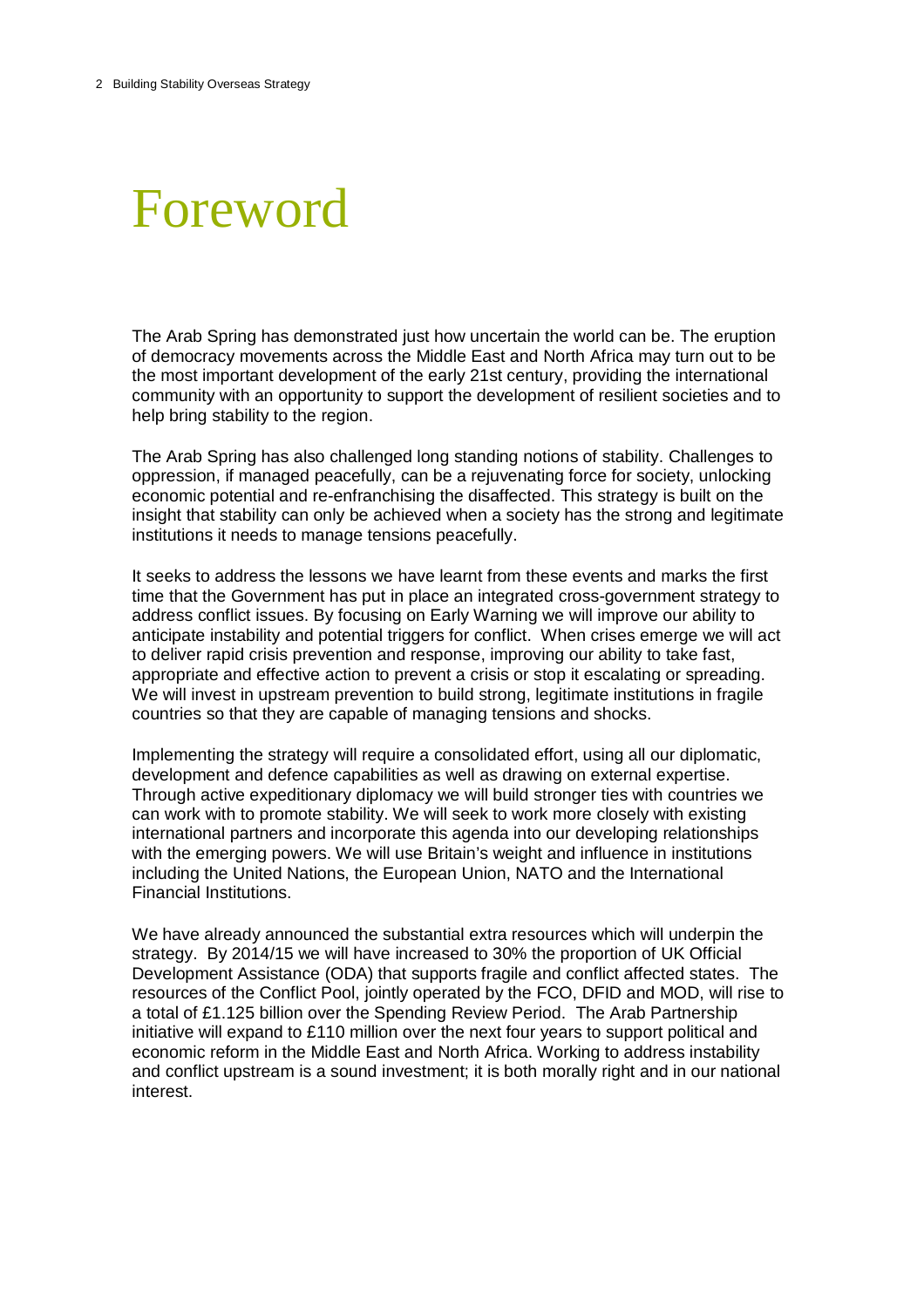# Foreword

The Arab Spring has demonstrated just how uncertain the world can be. The eruption of democracy movements across the Middle East and North Africa may turn out to be the most important development of the early 21st century, providing the international community with an opportunity to support the development of resilient societies and to help bring stability to the region.

The Arab Spring has also challenged long standing notions of stability. Challenges to oppression, if managed peacefully, can be a rejuvenating force for society, unlocking economic potential and re-enfranchising the disaffected. This strategy is built on the insight that stability can only be achieved when a society has the strong and legitimate institutions it needs to manage tensions peacefully.

It seeks to address the lessons we have learnt from these events and marks the first time that the Government has put in place an integrated cross-government strategy to address conflict issues. By focusing on Early Warning we will improve our ability to anticipate instability and potential triggers for conflict. When crises emerge we will act to deliver rapid crisis prevention and response, improving our ability to take fast, appropriate and effective action to prevent a crisis or stop it escalating or spreading. We will invest in upstream prevention to build strong, legitimate institutions in fragile countries so that they are capable of managing tensions and shocks.

Implementing the strategy will require a consolidated effort, using all our diplomatic, development and defence capabilities as well as drawing on external expertise. Through active expeditionary diplomacy we will build stronger ties with countries we can work with to promote stability. We will seek to work more closely with existing international partners and incorporate this agenda into our developing relationships with the emerging powers. We will use Britain's weight and influence in institutions including the United Nations, the European Union, NATO and the International Financial Institutions.

We have already announced the substantial extra resources which will underpin the strategy. By 2014/15 we will have increased to 30% the proportion of UK Official Development Assistance (ODA) that supports fragile and conflict affected states. The resources of the Conflict Pool, jointly operated by the FCO, DFID and MOD, will rise to a total of £1.125 billion over the Spending Review Period. The Arab Partnership initiative will expand to £110 million over the next four years to support political and economic reform in the Middle East and North Africa. Working to address instability and conflict upstream is a sound investment; it is both morally right and in our national interest.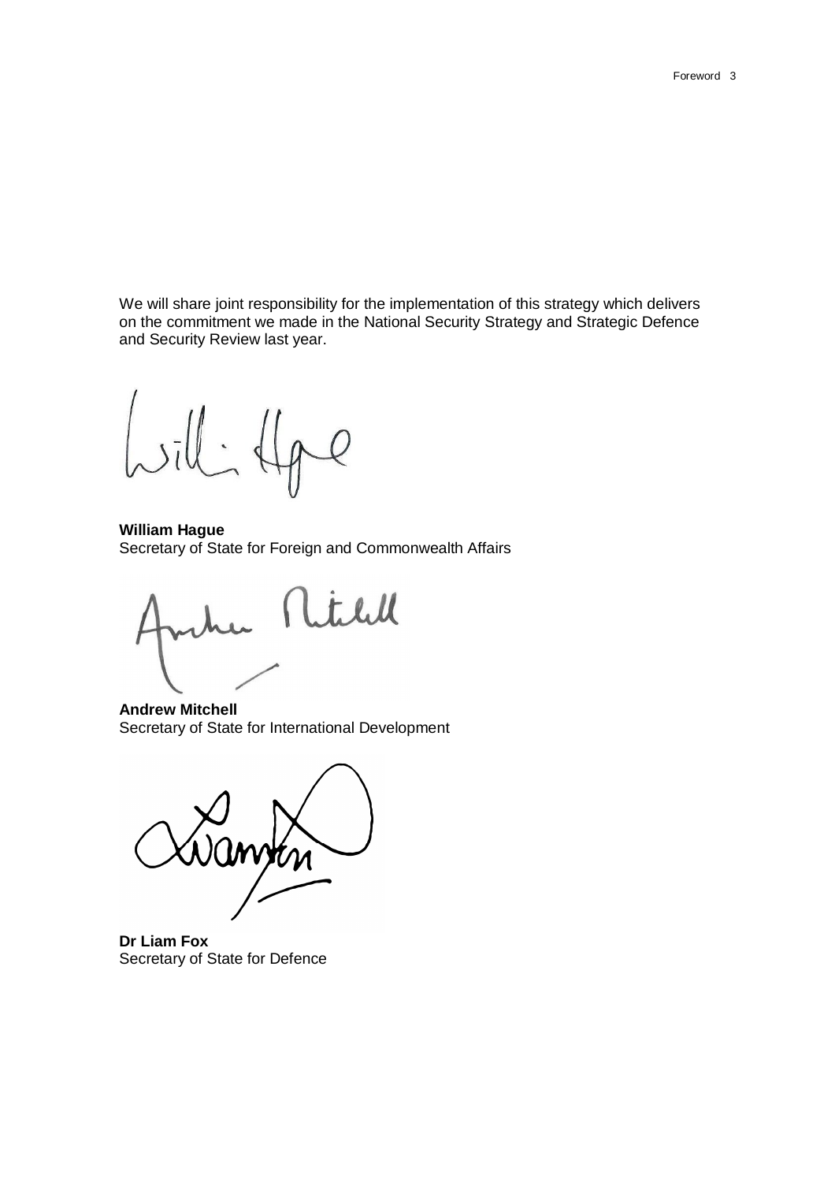We will share joint responsibility for the implementation of this strategy which delivers on the commitment we made in the National Security Strategy and Strategic Defence and Security Review last year.

**William Hague**
Secretary of State for Foreign and Commonwealth Affairs

**Andrew Mitchell**
Secretary of State for International Development

**Dr Liam Fox**
Secretary of State for Defence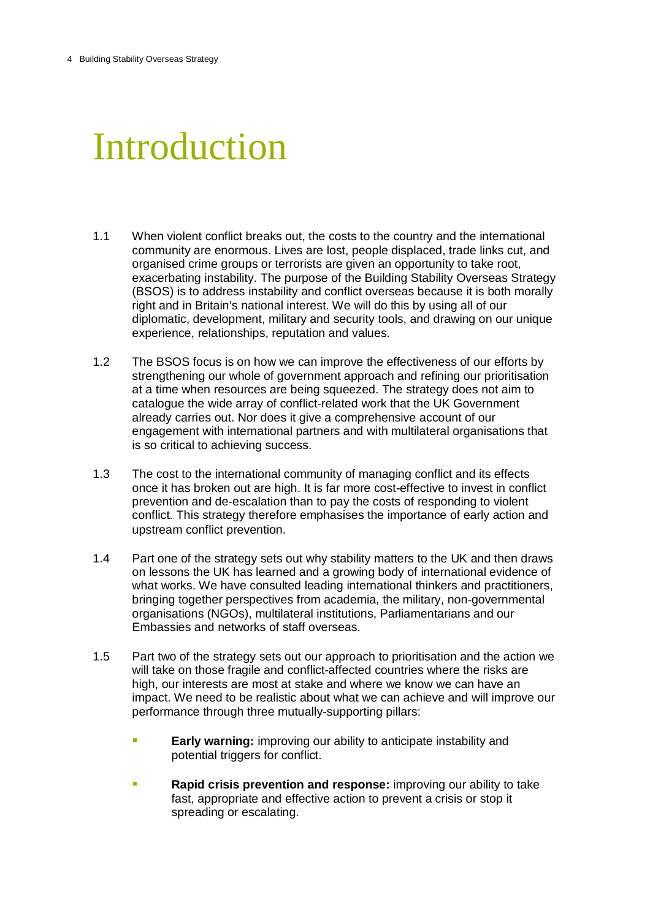# Introduction

1.1 When violent conflict breaks out, the costs to the country and the international community are enormous. Lives are lost, people displaced, trade links cut, and organised crime groups or terrorists are given an opportunity to take root, exacerbating instability. The purpose of the Building Stability Overseas Strategy (BSOS) is to address instability and conflict overseas because it is both morally right and in Britain's national interest. We will do this by using all of our diplomatic, development, military and security tools, and drawing on our unique experience, relationships, reputation and values.

1.2 The BSOS focus is on how we can improve the effectiveness of our efforts by strengthening our whole of government approach and refining our prioritisation at a time when resources are being squeezed. The strategy does not aim to catalogue the wide array of conflict-related work that the UK Government already carries out. Nor does it give a comprehensive account of our engagement with international partners and with multilateral organisations that is so critical to achieving success.

1.3 The cost to the international community of managing conflict and its effects once it has broken out are high. It is far more cost-effective to invest in conflict prevention and de-escalation than to pay the costs of responding to violent conflict. This strategy therefore emphasises the importance of early action and upstream conflict prevention.

1.4 Part one of the strategy sets out why stability matters to the UK and then draws on lessons the UK has learned and a growing body of international evidence of what works. We have consulted leading international thinkers and practitioners, bringing together perspectives from academia, the military, non-governmental organisations (NGOs), multilateral institutions, Parliamentarians and our Embassies and networks of staff overseas.

1.5 Part two of the strategy sets out our approach to prioritisation and the action we will take on those fragile and conflict-affected countries where the risks are high, our interests are most at stake and where we know we can have an impact. We need to be realistic about what we can achieve and will improve our performance through three mutually-supporting pillars:

- **Early warning:** improving our ability to anticipate instability and potential triggers for conflict.
- **Rapid crisis prevention and response:** improving our ability to take fast, appropriate and effective action to prevent a crisis or stop it spreading or escalating.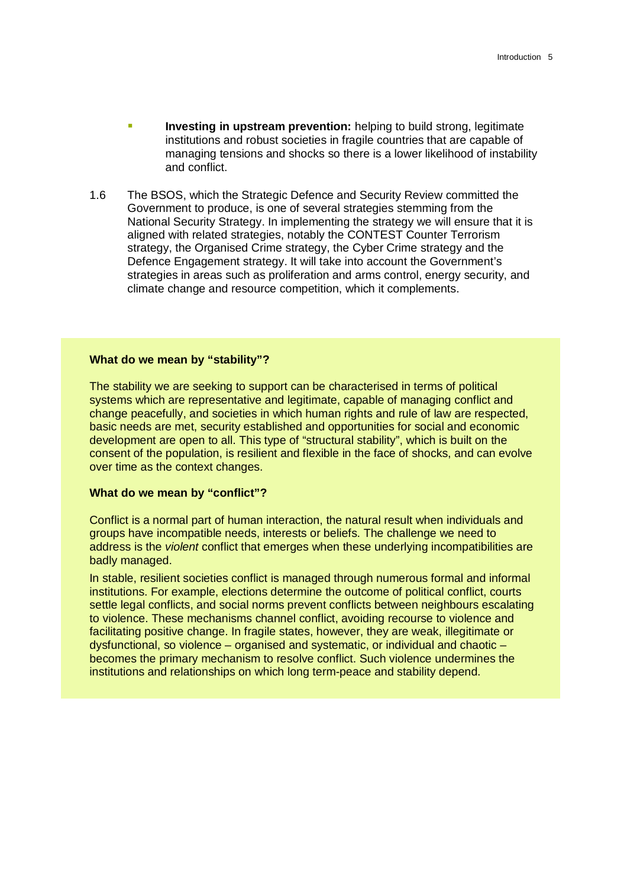- **Investing in upstream prevention:** helping to build strong, legitimate institutions and robust societies in fragile countries that are capable of managing tensions and shocks so there is a lower likelihood of instability and conflict.

1.6 The BSOS, which the Strategic Defence and Security Review committed the Government to produce, is one of several strategies stemming from the National Security Strategy. In implementing the strategy we will ensure that it is aligned with related strategies, notably the CONTEST Counter Terrorism strategy, the Organised Crime strategy, the Cyber Crime strategy and the Defence Engagement strategy. It will take into account the Government's strategies in areas such as proliferation and arms control, energy security, and climate change and resource competition, which it complements.

**What do we mean by "stability"?**

The stability we are seeking to support can be characterised in terms of political systems which are representative and legitimate, capable of managing conflict and change peacefully, and societies in which human rights and rule of law are respected, basic needs are met, security established and opportunities for social and economic development are open to all. This type of "structural stability", which is built on the consent of the population, is resilient and flexible in the face of shocks, and can evolve over time as the context changes.

**What do we mean by "conflict"?**

Conflict is a normal part of human interaction, the natural result when individuals and groups have incompatible needs, interests or beliefs. The challenge we need to address is the *violent* conflict that emerges when these underlying incompatibilities are badly managed.

In stable, resilient societies conflict is managed through numerous formal and informal institutions. For example, elections determine the outcome of political conflict, courts settle legal conflicts, and social norms prevent conflicts between neighbours escalating to violence. These mechanisms channel conflict, avoiding recourse to violence and facilitating positive change. In fragile states, however, they are weak, illegitimate or dysfunctional, so violence – organised and systematic, or individual and chaotic – becomes the primary mechanism to resolve conflict. Such violence undermines the institutions and relationships on which long term-peace and stability depend.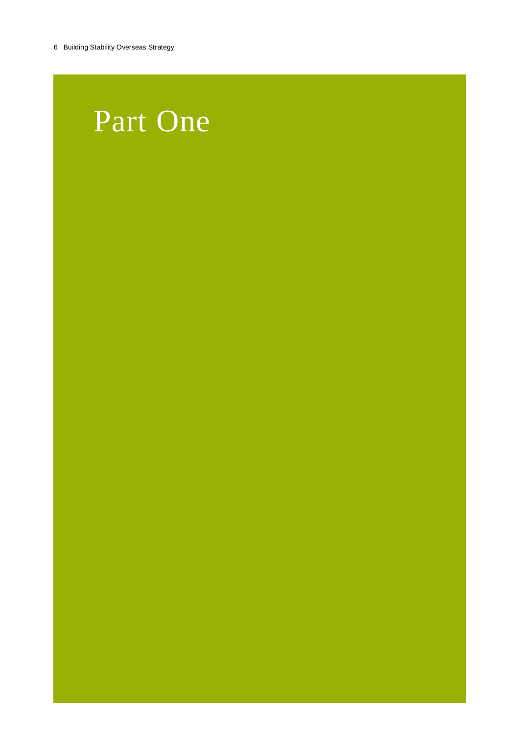# Part One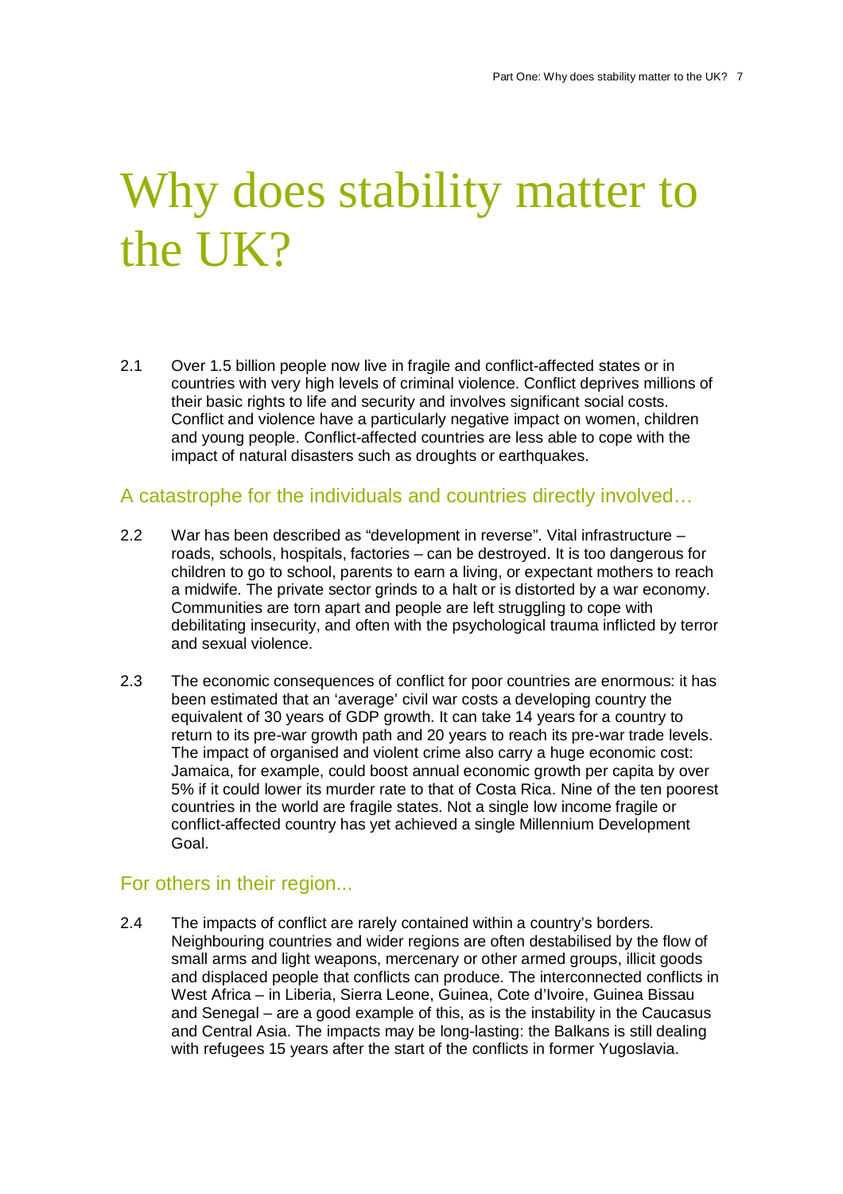# Why does stability matter to the UK?

2.1 Over 1.5 billion people now live in fragile and conflict-affected states or in countries with very high levels of criminal violence. Conflict deprives millions of their basic rights to life and security and involves significant social costs. Conflict and violence have a particularly negative impact on women, children and young people. Conflict-affected countries are less able to cope with the impact of natural disasters such as droughts or earthquakes.

## A catastrophe for the individuals and countries directly involved…

2.2 War has been described as "development in reverse". Vital infrastructure – roads, schools, hospitals, factories – can be destroyed. It is too dangerous for children to go to school, parents to earn a living, or expectant mothers to reach a midwife. The private sector grinds to a halt or is distorted by a war economy. Communities are torn apart and people are left struggling to cope with debilitating insecurity, and often with the psychological trauma inflicted by terror and sexual violence.

2.3 The economic consequences of conflict for poor countries are enormous: it has been estimated that an 'average' civil war costs a developing country the equivalent of 30 years of GDP growth. It can take 14 years for a country to return to its pre-war growth path and 20 years to reach its pre-war trade levels. The impact of organised and violent crime also carry a huge economic cost: Jamaica, for example, could boost annual economic growth per capita by over 5% if it could lower its murder rate to that of Costa Rica. Nine of the ten poorest countries in the world are fragile states. Not a single low income fragile or conflict-affected country has yet achieved a single Millennium Development Goal.

## For others in their region...

2.4 The impacts of conflict are rarely contained within a country's borders. Neighbouring countries and wider regions are often destabilised by the flow of small arms and light weapons, mercenary or other armed groups, illicit goods and displaced people that conflicts can produce. The interconnected conflicts in West Africa – in Liberia, Sierra Leone, Guinea, Cote d'Ivoire, Guinea Bissau and Senegal – are a good example of this, as is the instability in the Caucasus and Central Asia. The impacts may be long-lasting: the Balkans is still dealing with refugees 15 years after the start of the conflicts in former Yugoslavia.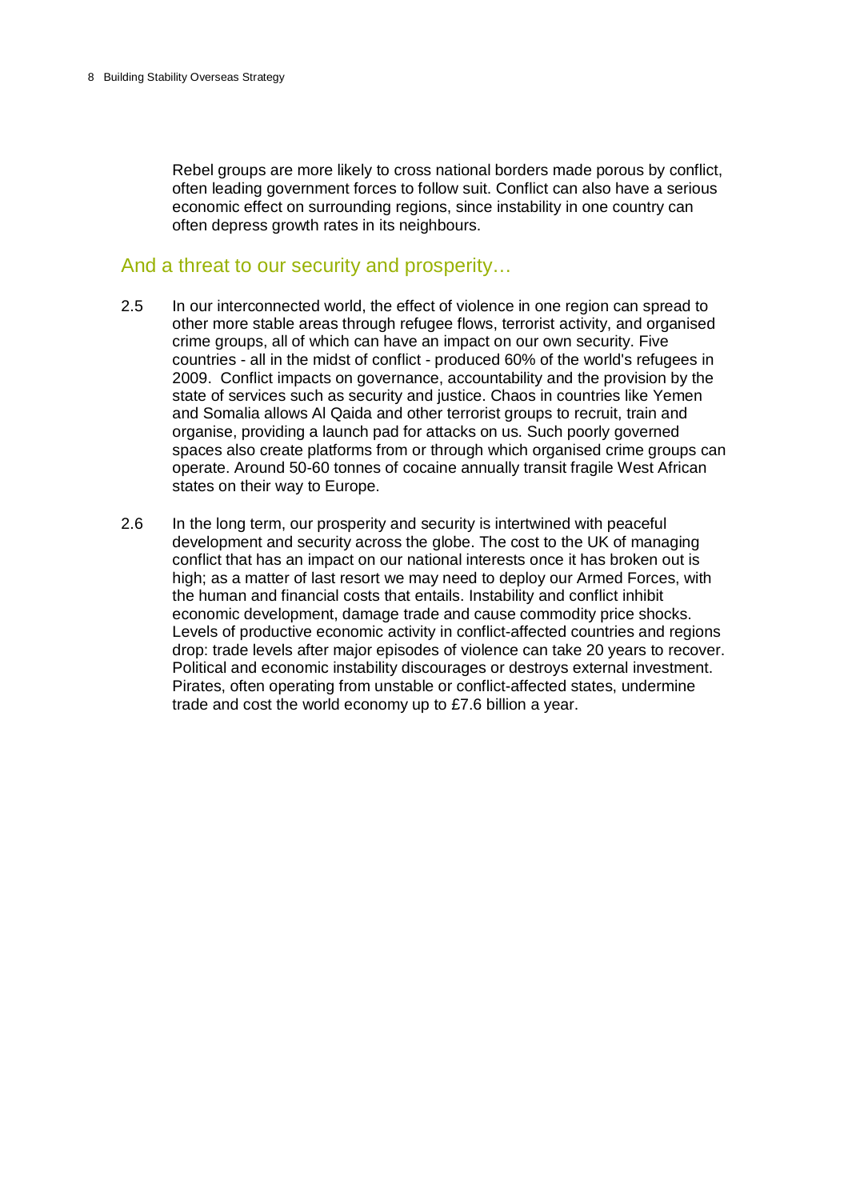Rebel groups are more likely to cross national borders made porous by conflict, often leading government forces to follow suit. Conflict can also have a serious economic effect on surrounding regions, since instability in one country can often depress growth rates in its neighbours.

## And a threat to our security and prosperity…

2.5 In our interconnected world, the effect of violence in one region can spread to other more stable areas through refugee flows, terrorist activity, and organised crime groups, all of which can have an impact on our own security. Five countries - all in the midst of conflict - produced 60% of the world's refugees in 2009. Conflict impacts on governance, accountability and the provision by the state of services such as security and justice. Chaos in countries like Yemen and Somalia allows Al Qaida and other terrorist groups to recruit, train and organise, providing a launch pad for attacks on us. Such poorly governed spaces also create platforms from or through which organised crime groups can operate. Around 50-60 tonnes of cocaine annually transit fragile West African states on their way to Europe.

2.6 In the long term, our prosperity and security is intertwined with peaceful development and security across the globe. The cost to the UK of managing conflict that has an impact on our national interests once it has broken out is high; as a matter of last resort we may need to deploy our Armed Forces, with the human and financial costs that entails. Instability and conflict inhibit economic development, damage trade and cause commodity price shocks. Levels of productive economic activity in conflict-affected countries and regions drop: trade levels after major episodes of violence can take 20 years to recover. Political and economic instability discourages or destroys external investment. Pirates, often operating from unstable or conflict-affected states, undermine trade and cost the world economy up to £7.6 billion a year.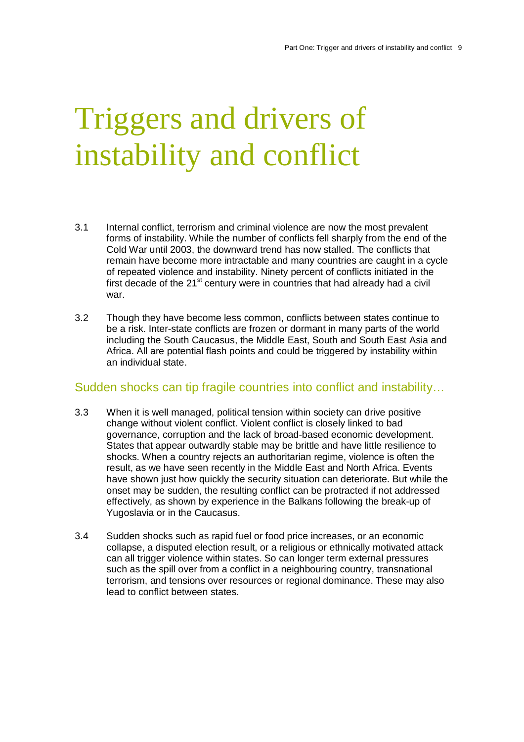# Triggers and drivers of instability and conflict

3.1 Internal conflict, terrorism and criminal violence are now the most prevalent forms of instability. While the number of conflicts fell sharply from the end of the Cold War until 2003, the downward trend has now stalled. The conflicts that remain have become more intractable and many countries are caught in a cycle of repeated violence and instability. Ninety percent of conflicts initiated in the first decade of the 21st century were in countries that had already had a civil war.

3.2 Though they have become less common, conflicts between states continue to be a risk. Inter-state conflicts are frozen or dormant in many parts of the world including the South Caucasus, the Middle East, South and South East Asia and Africa. All are potential flash points and could be triggered by instability within an individual state.

## Sudden shocks can tip fragile countries into conflict and instability…

3.3 When it is well managed, political tension within society can drive positive change without violent conflict. Violent conflict is closely linked to bad governance, corruption and the lack of broad-based economic development. States that appear outwardly stable may be brittle and have little resilience to shocks. When a country rejects an authoritarian regime, violence is often the result, as we have seen recently in the Middle East and North Africa. Events have shown just how quickly the security situation can deteriorate. But while the onset may be sudden, the resulting conflict can be protracted if not addressed effectively, as shown by experience in the Balkans following the break-up of Yugoslavia or in the Caucasus.

3.4 Sudden shocks such as rapid fuel or food price increases, or an economic collapse, a disputed election result, or a religious or ethnically motivated attack can all trigger violence within states. So can longer term external pressures such as the spill over from a conflict in a neighbouring country, transnational terrorism, and tensions over resources or regional dominance. These may also lead to conflict between states.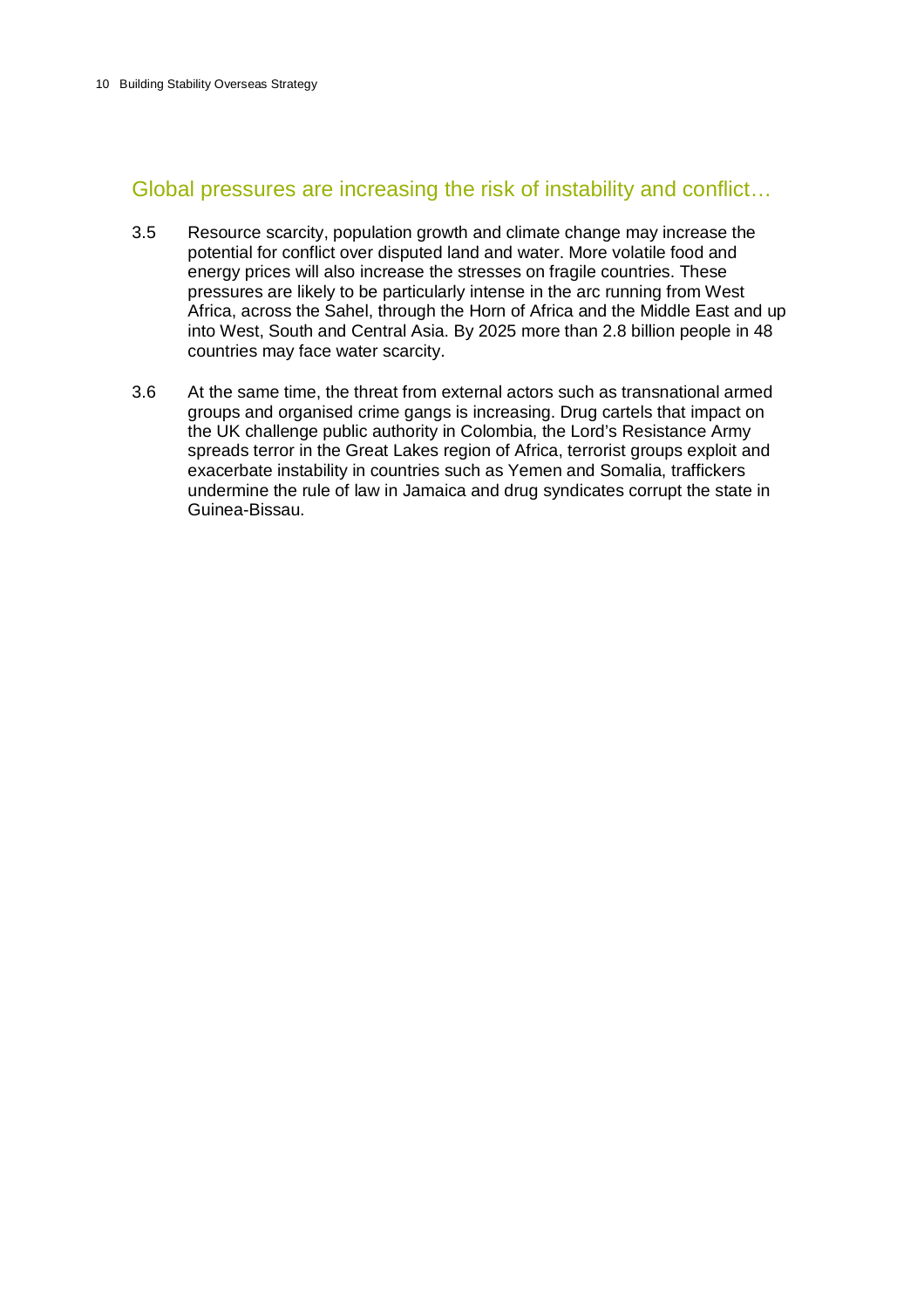## Global pressures are increasing the risk of instability and conflict…

3.5 Resource scarcity, population growth and climate change may increase the potential for conflict over disputed land and water. More volatile food and energy prices will also increase the stresses on fragile countries. These pressures are likely to be particularly intense in the arc running from West Africa, across the Sahel, through the Horn of Africa and the Middle East and up into West, South and Central Asia. By 2025 more than 2.8 billion people in 48 countries may face water scarcity.

3.6 At the same time, the threat from external actors such as transnational armed groups and organised crime gangs is increasing. Drug cartels that impact on the UK challenge public authority in Colombia, the Lord's Resistance Army spreads terror in the Great Lakes region of Africa, terrorist groups exploit and exacerbate instability in countries such as Yemen and Somalia, traffickers undermine the rule of law in Jamaica and drug syndicates corrupt the state in Guinea-Bissau.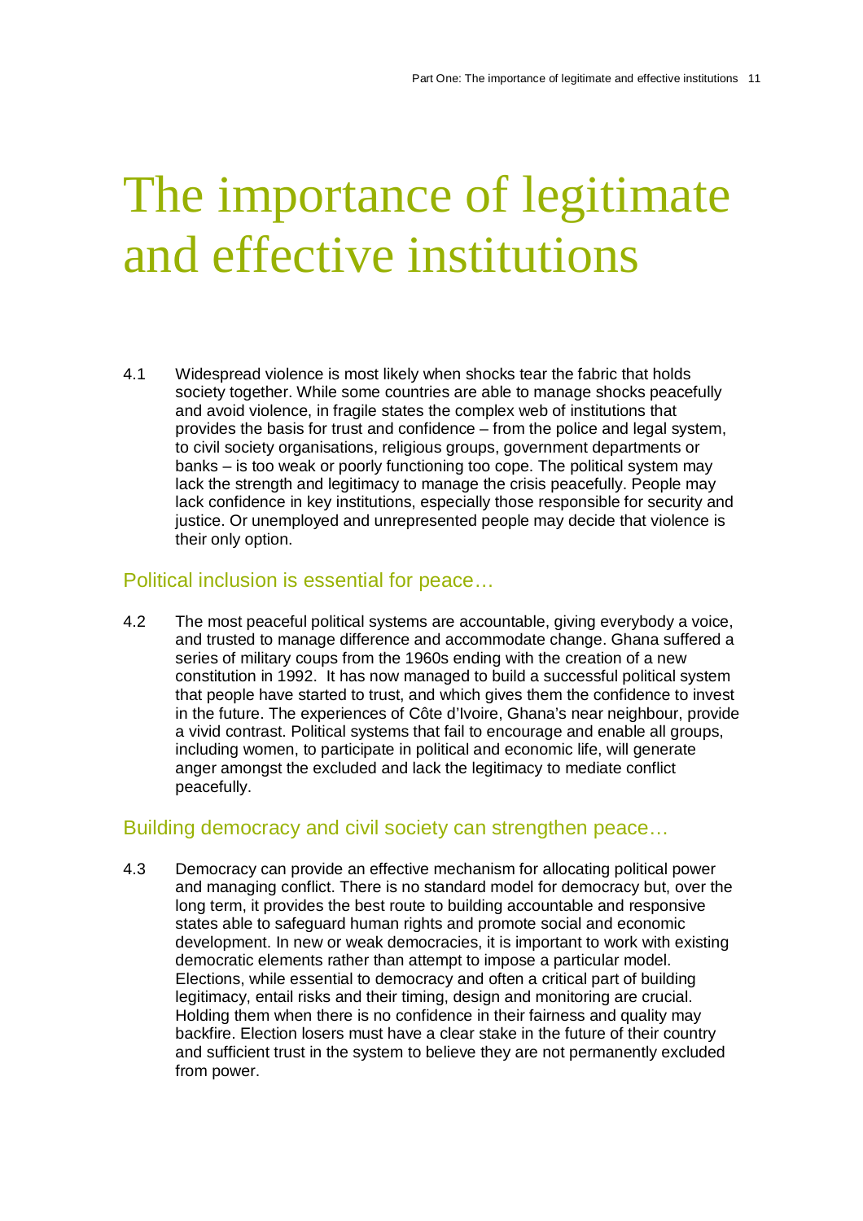# The importance of legitimate and effective institutions

4.1 Widespread violence is most likely when shocks tear the fabric that holds society together. While some countries are able to manage shocks peacefully and avoid violence, in fragile states the complex web of institutions that provides the basis for trust and confidence – from the police and legal system, to civil society organisations, religious groups, government departments or banks – is too weak or poorly functioning too cope. The political system may lack the strength and legitimacy to manage the crisis peacefully. People may lack confidence in key institutions, especially those responsible for security and justice. Or unemployed and unrepresented people may decide that violence is their only option.

## Political inclusion is essential for peace…

4.2 The most peaceful political systems are accountable, giving everybody a voice, and trusted to manage difference and accommodate change. Ghana suffered a series of military coups from the 1960s ending with the creation of a new constitution in 1992. It has now managed to build a successful political system that people have started to trust, and which gives them the confidence to invest in the future. The experiences of Côte d'Ivoire, Ghana's near neighbour, provide a vivid contrast. Political systems that fail to encourage and enable all groups, including women, to participate in political and economic life, will generate anger amongst the excluded and lack the legitimacy to mediate conflict peacefully.

## Building democracy and civil society can strengthen peace…

4.3 Democracy can provide an effective mechanism for allocating political power and managing conflict. There is no standard model for democracy but, over the long term, it provides the best route to building accountable and responsive states able to safeguard human rights and promote social and economic development. In new or weak democracies, it is important to work with existing democratic elements rather than attempt to impose a particular model. Elections, while essential to democracy and often a critical part of building legitimacy, entail risks and their timing, design and monitoring are crucial. Holding them when there is no confidence in their fairness and quality may backfire. Election losers must have a clear stake in the future of their country and sufficient trust in the system to believe they are not permanently excluded from power.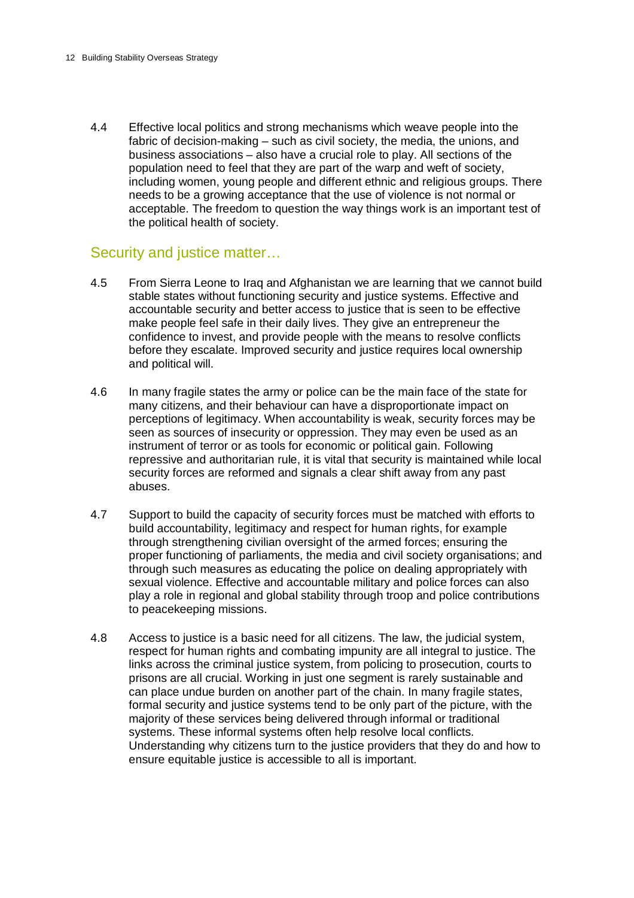4.4 Effective local politics and strong mechanisms which weave people into the fabric of decision-making – such as civil society, the media, the unions, and business associations – also have a crucial role to play. All sections of the population need to feel that they are part of the warp and weft of society, including women, young people and different ethnic and religious groups. There needs to be a growing acceptance that the use of violence is not normal or acceptable. The freedom to question the way things work is an important test of the political health of society.

## Security and justice matter…

4.5 From Sierra Leone to Iraq and Afghanistan we are learning that we cannot build stable states without functioning security and justice systems. Effective and accountable security and better access to justice that is seen to be effective make people feel safe in their daily lives. They give an entrepreneur the confidence to invest, and provide people with the means to resolve conflicts before they escalate. Improved security and justice requires local ownership and political will.

4.6 In many fragile states the army or police can be the main face of the state for many citizens, and their behaviour can have a disproportionate impact on perceptions of legitimacy. When accountability is weak, security forces may be seen as sources of insecurity or oppression. They may even be used as an instrument of terror or as tools for economic or political gain. Following repressive and authoritarian rule, it is vital that security is maintained while local security forces are reformed and signals a clear shift away from any past abuses.

4.7 Support to build the capacity of security forces must be matched with efforts to build accountability, legitimacy and respect for human rights, for example through strengthening civilian oversight of the armed forces; ensuring the proper functioning of parliaments, the media and civil society organisations; and through such measures as educating the police on dealing appropriately with sexual violence. Effective and accountable military and police forces can also play a role in regional and global stability through troop and police contributions to peacekeeping missions.

4.8 Access to justice is a basic need for all citizens. The law, the judicial system, respect for human rights and combating impunity are all integral to justice. The links across the criminal justice system, from policing to prosecution, courts to prisons are all crucial. Working in just one segment is rarely sustainable and can place undue burden on another part of the chain. In many fragile states, formal security and justice systems tend to be only part of the picture, with the majority of these services being delivered through informal or traditional systems. These informal systems often help resolve local conflicts. Understanding why citizens turn to the justice providers that they do and how to ensure equitable justice is accessible to all is important.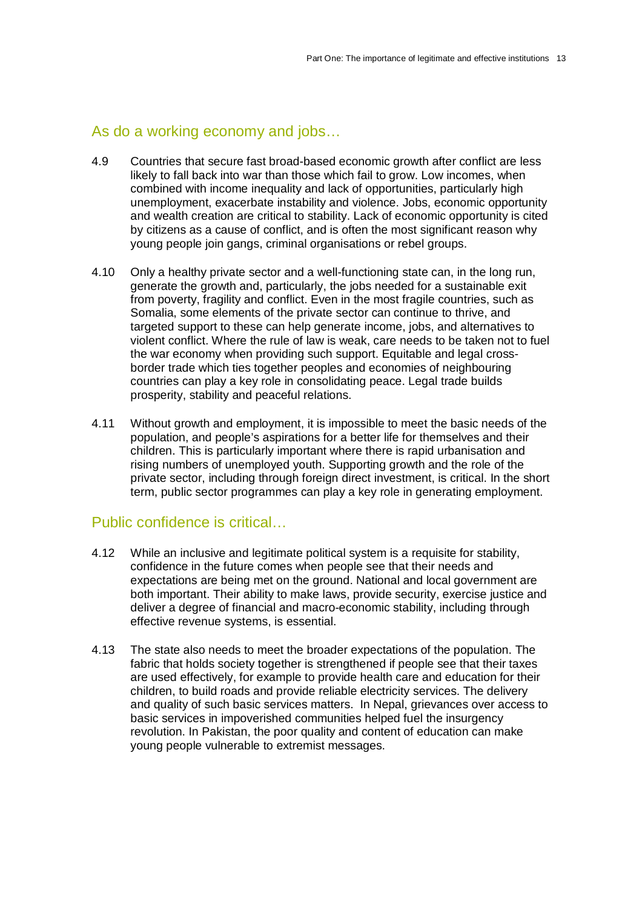## As do a working economy and jobs…

4.9 Countries that secure fast broad-based economic growth after conflict are less likely to fall back into war than those which fail to grow. Low incomes, when combined with income inequality and lack of opportunities, particularly high unemployment, exacerbate instability and violence. Jobs, economic opportunity and wealth creation are critical to stability. Lack of economic opportunity is cited by citizens as a cause of conflict, and is often the most significant reason why young people join gangs, criminal organisations or rebel groups.

4.10 Only a healthy private sector and a well-functioning state can, in the long run, generate the growth and, particularly, the jobs needed for a sustainable exit from poverty, fragility and conflict. Even in the most fragile countries, such as Somalia, some elements of the private sector can continue to thrive, and targeted support to these can help generate income, jobs, and alternatives to violent conflict. Where the rule of law is weak, care needs to be taken not to fuel the war economy when providing such support. Equitable and legal cross-border trade which ties together peoples and economies of neighbouring countries can play a key role in consolidating peace. Legal trade builds prosperity, stability and peaceful relations.

4.11 Without growth and employment, it is impossible to meet the basic needs of the population, and people's aspirations for a better life for themselves and their children. This is particularly important where there is rapid urbanisation and rising numbers of unemployed youth. Supporting growth and the role of the private sector, including through foreign direct investment, is critical. In the short term, public sector programmes can play a key role in generating employment.

## Public confidence is critical…

4.12 While an inclusive and legitimate political system is a requisite for stability, confidence in the future comes when people see that their needs and expectations are being met on the ground. National and local government are both important. Their ability to make laws, provide security, exercise justice and deliver a degree of financial and macro-economic stability, including through effective revenue systems, is essential.

4.13 The state also needs to meet the broader expectations of the population. The fabric that holds society together is strengthened if people see that their taxes are used effectively, for example to provide health care and education for their children, to build roads and provide reliable electricity services. The delivery and quality of such basic services matters. In Nepal, grievances over access to basic services in impoverished communities helped fuel the insurgency revolution. In Pakistan, the poor quality and content of education can make young people vulnerable to extremist messages.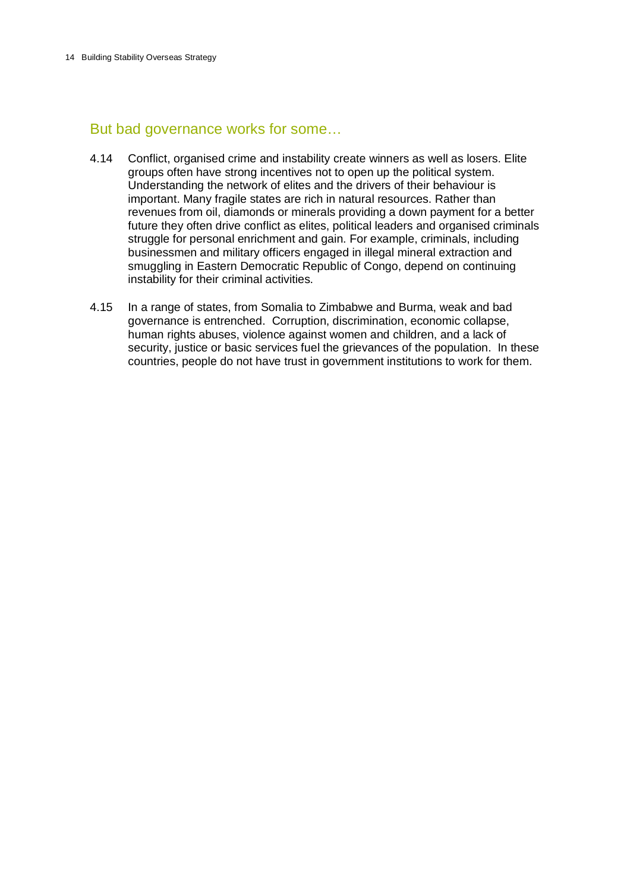## But bad governance works for some…

4.14 Conflict, organised crime and instability create winners as well as losers. Elite groups often have strong incentives not to open up the political system. Understanding the network of elites and the drivers of their behaviour is important. Many fragile states are rich in natural resources. Rather than revenues from oil, diamonds or minerals providing a down payment for a better future they often drive conflict as elites, political leaders and organised criminals struggle for personal enrichment and gain. For example, criminals, including businessmen and military officers engaged in illegal mineral extraction and smuggling in Eastern Democratic Republic of Congo, depend on continuing instability for their criminal activities.

4.15 In a range of states, from Somalia to Zimbabwe and Burma, weak and bad governance is entrenched. Corruption, discrimination, economic collapse, human rights abuses, violence against women and children, and a lack of security, justice or basic services fuel the grievances of the population. In these countries, people do not have trust in government institutions to work for them.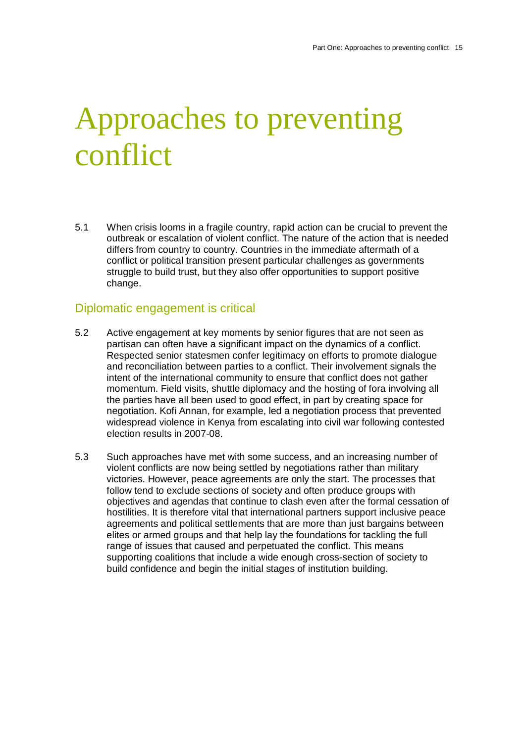# Approaches to preventing conflict

5.1 When crisis looms in a fragile country, rapid action can be crucial to prevent the outbreak or escalation of violent conflict. The nature of the action that is needed differs from country to country. Countries in the immediate aftermath of a conflict or political transition present particular challenges as governments struggle to build trust, but they also offer opportunities to support positive change.

## Diplomatic engagement is critical

5.2 Active engagement at key moments by senior figures that are not seen as partisan can often have a significant impact on the dynamics of a conflict. Respected senior statesmen confer legitimacy on efforts to promote dialogue and reconciliation between parties to a conflict. Their involvement signals the intent of the international community to ensure that conflict does not gather momentum. Field visits, shuttle diplomacy and the hosting of fora involving all the parties have all been used to good effect, in part by creating space for negotiation. Kofi Annan, for example, led a negotiation process that prevented widespread violence in Kenya from escalating into civil war following contested election results in 2007-08.

5.3 Such approaches have met with some success, and an increasing number of violent conflicts are now being settled by negotiations rather than military victories. However, peace agreements are only the start. The processes that follow tend to exclude sections of society and often produce groups with objectives and agendas that continue to clash even after the formal cessation of hostilities. It is therefore vital that international partners support inclusive peace agreements and political settlements that are more than just bargains between elites or armed groups and that help lay the foundations for tackling the full range of issues that caused and perpetuated the conflict. This means supporting coalitions that include a wide enough cross-section of society to build confidence and begin the initial stages of institution building.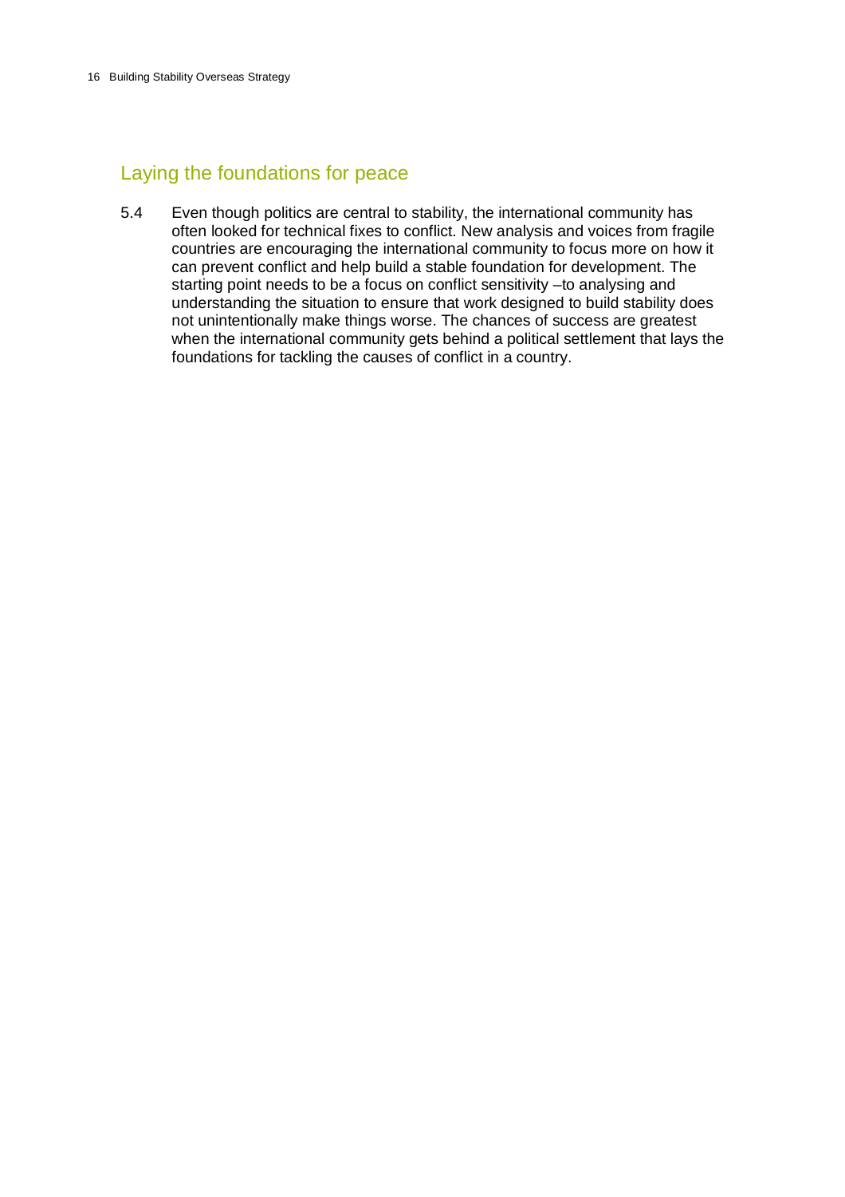## Laying the foundations for peace

5.4 Even though politics are central to stability, the international community has often looked for technical fixes to conflict. New analysis and voices from fragile countries are encouraging the international community to focus more on how it can prevent conflict and help build a stable foundation for development. The starting point needs to be a focus on conflict sensitivity –to analysing and understanding the situation to ensure that work designed to build stability does not unintentionally make things worse. The chances of success are greatest when the international community gets behind a political settlement that lays the foundations for tackling the causes of conflict in a country.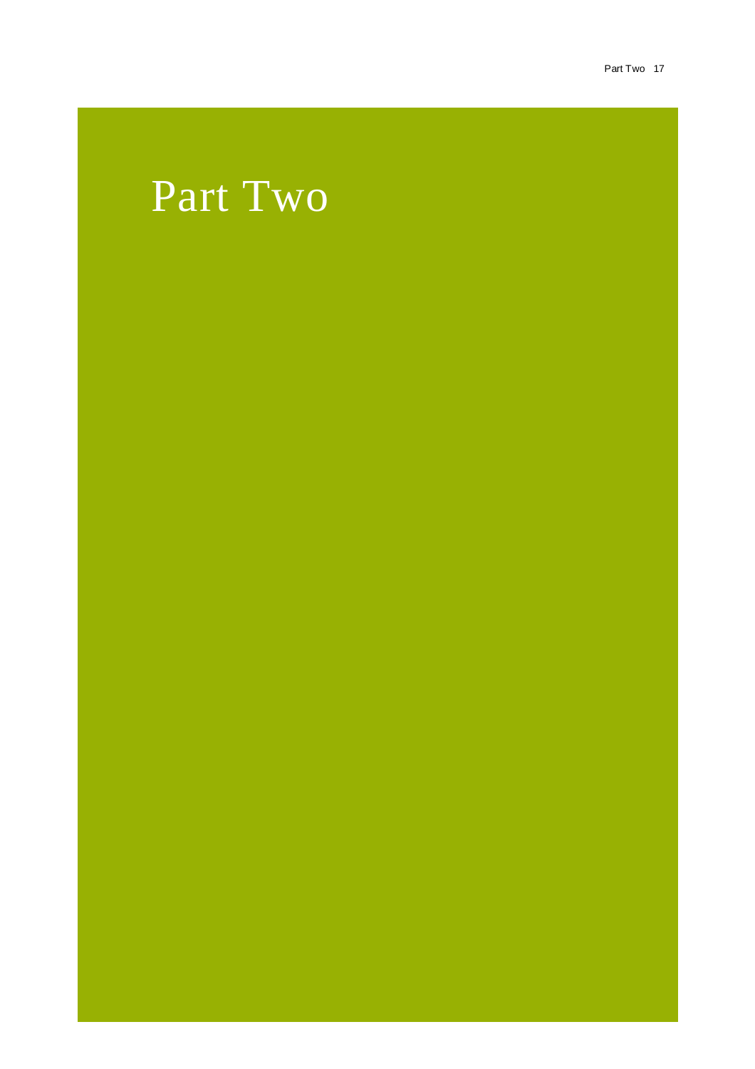# Part Two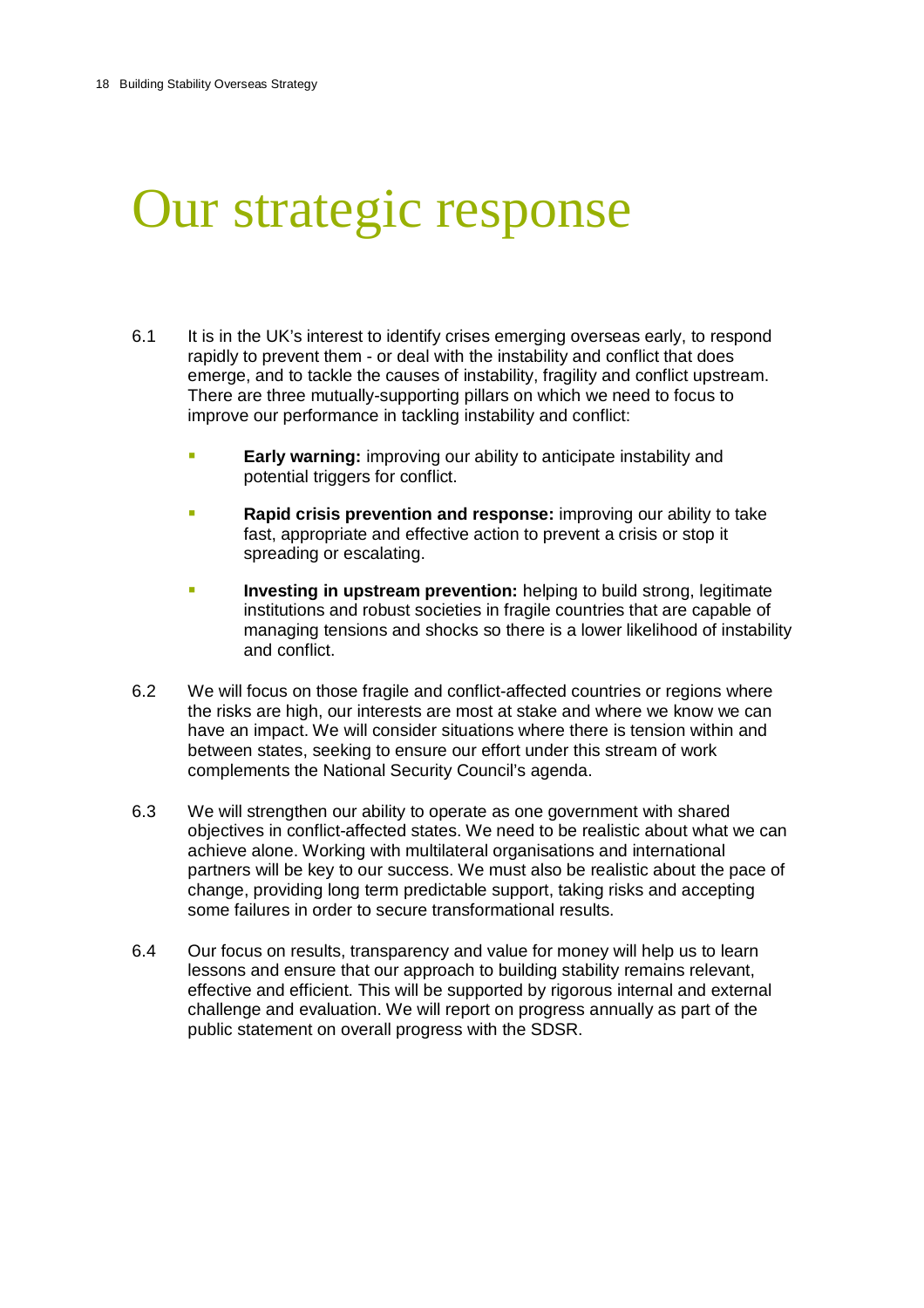# Our strategic response

6.1 It is in the UK's interest to identify crises emerging overseas early, to respond rapidly to prevent them - or deal with the instability and conflict that does emerge, and to tackle the causes of instability, fragility and conflict upstream. There are three mutually-supporting pillars on which we need to focus to improve our performance in tackling instability and conflict:

- **Early warning:** improving our ability to anticipate instability and potential triggers for conflict.
- **Rapid crisis prevention and response:** improving our ability to take fast, appropriate and effective action to prevent a crisis or stop it spreading or escalating.
- **Investing in upstream prevention:** helping to build strong, legitimate institutions and robust societies in fragile countries that are capable of managing tensions and shocks so there is a lower likelihood of instability and conflict.

6.2 We will focus on those fragile and conflict-affected countries or regions where the risks are high, our interests are most at stake and where we know we can have an impact. We will consider situations where there is tension within and between states, seeking to ensure our effort under this stream of work complements the National Security Council's agenda.

6.3 We will strengthen our ability to operate as one government with shared objectives in conflict-affected states. We need to be realistic about what we can achieve alone. Working with multilateral organisations and international partners will be key to our success. We must also be realistic about the pace of change, providing long term predictable support, taking risks and accepting some failures in order to secure transformational results.

6.4 Our focus on results, transparency and value for money will help us to learn lessons and ensure that our approach to building stability remains relevant, effective and efficient. This will be supported by rigorous internal and external challenge and evaluation. We will report on progress annually as part of the public statement on overall progress with the SDSR.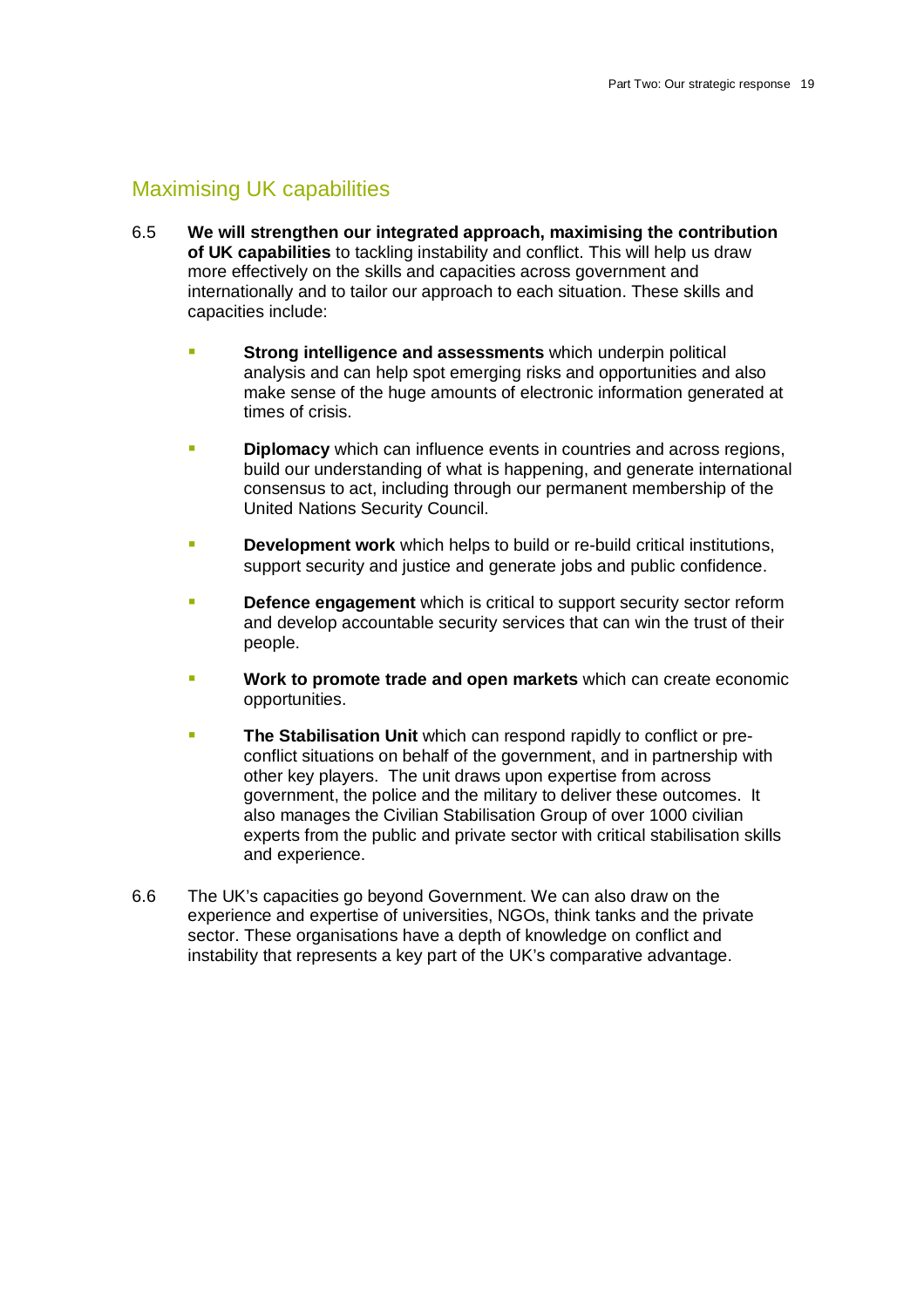## Maximising UK capabilities

6.5 **We will strengthen our integrated approach, maximising the contribution of UK capabilities** to tackling instability and conflict. This will help us draw more effectively on the skills and capacities across government and internationally and to tailor our approach to each situation. These skills and capacities include:

- **Strong intelligence and assessments** which underpin political analysis and can help spot emerging risks and opportunities and also make sense of the huge amounts of electronic information generated at times of crisis.
- **Diplomacy** which can influence events in countries and across regions, build our understanding of what is happening, and generate international consensus to act, including through our permanent membership of the United Nations Security Council.
- **Development work** which helps to build or re-build critical institutions, support security and justice and generate jobs and public confidence.
- **Defence engagement** which is critical to support security sector reform and develop accountable security services that can win the trust of their people.
- **Work to promote trade and open markets** which can create economic opportunities.
- **The Stabilisation Unit** which can respond rapidly to conflict or pre-conflict situations on behalf of the government, and in partnership with other key players. The unit draws upon expertise from across government, the police and the military to deliver these outcomes. It also manages the Civilian Stabilisation Group of over 1000 civilian experts from the public and private sector with critical stabilisation skills and experience.

6.6 The UK's capacities go beyond Government. We can also draw on the experience and expertise of universities, NGOs, think tanks and the private sector. These organisations have a depth of knowledge on conflict and instability that represents a key part of the UK's comparative advantage.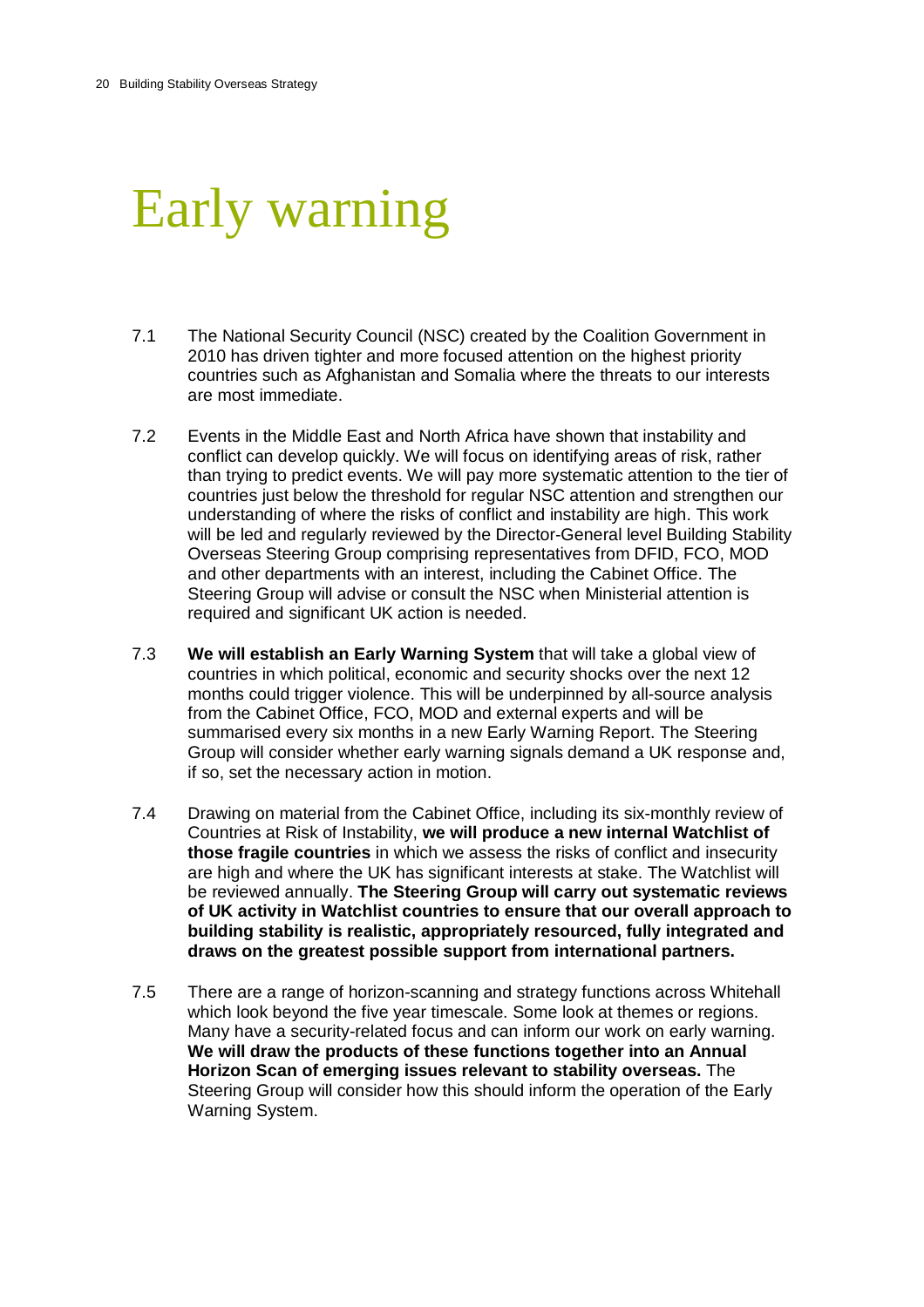# Early warning

7.1 The National Security Council (NSC) created by the Coalition Government in 2010 has driven tighter and more focused attention on the highest priority countries such as Afghanistan and Somalia where the threats to our interests are most immediate.

7.2 Events in the Middle East and North Africa have shown that instability and conflict can develop quickly. We will focus on identifying areas of risk, rather than trying to predict events. We will pay more systematic attention to the tier of countries just below the threshold for regular NSC attention and strengthen our understanding of where the risks of conflict and instability are high. This work will be led and regularly reviewed by the Director-General level Building Stability Overseas Steering Group comprising representatives from DFID, FCO, MOD and other departments with an interest, including the Cabinet Office. The Steering Group will advise or consult the NSC when Ministerial attention is required and significant UK action is needed.

7.3 **We will establish an Early Warning System** that will take a global view of countries in which political, economic and security shocks over the next 12 months could trigger violence. This will be underpinned by all-source analysis from the Cabinet Office, FCO, MOD and external experts and will be summarised every six months in a new Early Warning Report. The Steering Group will consider whether early warning signals demand a UK response and, if so, set the necessary action in motion.

7.4 Drawing on material from the Cabinet Office, including its six-monthly review of Countries at Risk of Instability, **we will produce a new internal Watchlist of those fragile countries** in which we assess the risks of conflict and insecurity are high and where the UK has significant interests at stake. The Watchlist will be reviewed annually. **The Steering Group will carry out systematic reviews of UK activity in Watchlist countries to ensure that our overall approach to building stability is realistic, appropriately resourced, fully integrated and draws on the greatest possible support from international partners.**

7.5 There are a range of horizon-scanning and strategy functions across Whitehall which look beyond the five year timescale. Some look at themes or regions. Many have a security-related focus and can inform our work on early warning. **We will draw the products of these functions together into an Annual Horizon Scan of emerging issues relevant to stability overseas.** The Steering Group will consider how this should inform the operation of the Early Warning System.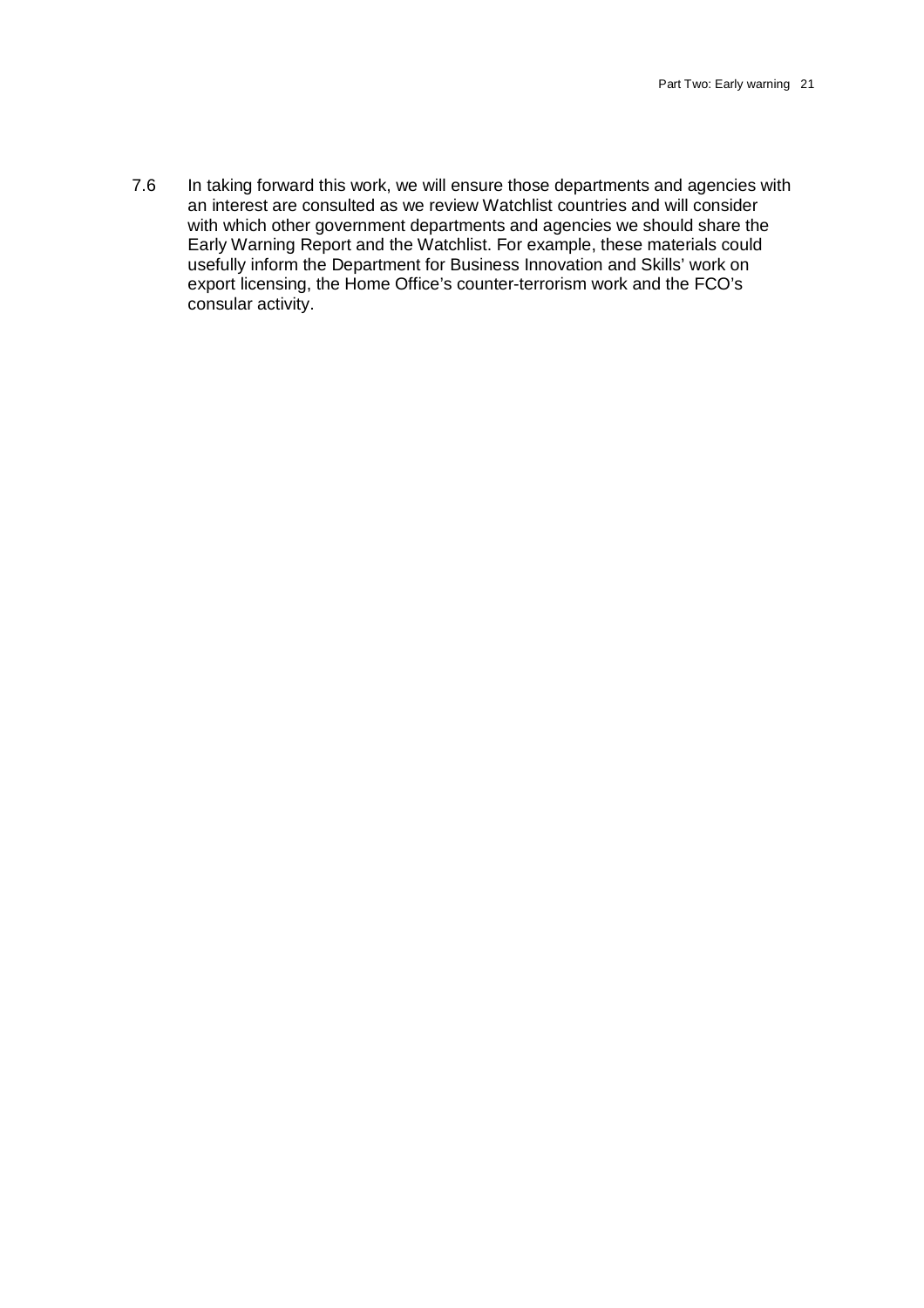7.6 In taking forward this work, we will ensure those departments and agencies with an interest are consulted as we review Watchlist countries and will consider with which other government departments and agencies we should share the Early Warning Report and the Watchlist. For example, these materials could usefully inform the Department for Business Innovation and Skills' work on export licensing, the Home Office's counter-terrorism work and the FCO's consular activity.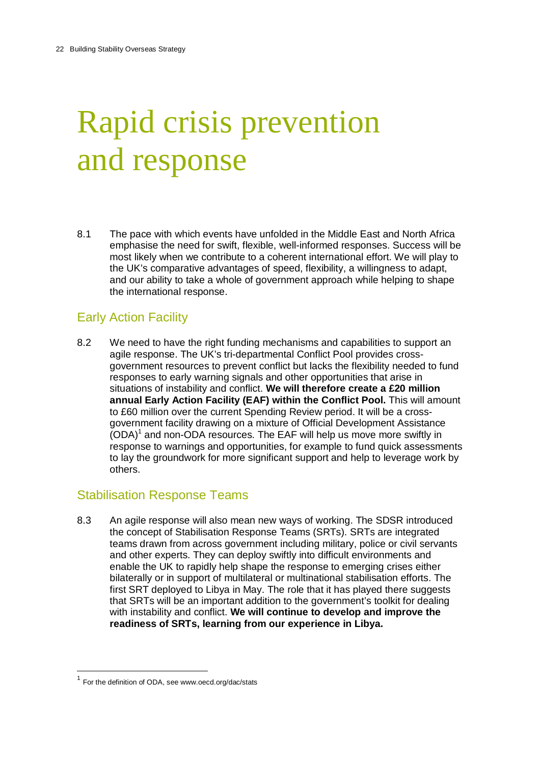# Rapid crisis prevention and response

8.1 The pace with which events have unfolded in the Middle East and North Africa emphasise the need for swift, flexible, well-informed responses. Success will be most likely when we contribute to a coherent international effort. We will play to the UK's comparative advantages of speed, flexibility, a willingness to adapt, and our ability to take a whole of government approach while helping to shape the international response.

## Early Action Facility

8.2 We need to have the right funding mechanisms and capabilities to support an agile response. The UK's tri-departmental Conflict Pool provides cross-government resources to prevent conflict but lacks the flexibility needed to fund responses to early warning signals and other opportunities that arise in situations of instability and conflict. **We will therefore create a £20 million annual Early Action Facility (EAF) within the Conflict Pool.** This will amount to £60 million over the current Spending Review period. It will be a cross-government facility drawing on a mixture of Official Development Assistance (ODA)[1] and non-ODA resources. The EAF will help us move more swiftly in response to warnings and opportunities, for example to fund quick assessments to lay the groundwork for more significant support and help to leverage work by others.

## Stabilisation Response Teams

8.3 An agile response will also mean new ways of working. The SDSR introduced the concept of Stabilisation Response Teams (SRTs). SRTs are integrated teams drawn from across government including military, police or civil servants and other experts. They can deploy swiftly into difficult environments and enable the UK to rapidly help shape the response to emerging crises either bilaterally or in support of multilateral or multinational stabilisation efforts. The first SRT deployed to Libya in May. The role that it has played there suggests that SRTs will be an important addition to the government's toolkit for dealing with instability and conflict. **We will continue to develop and improve the readiness of SRTs, learning from our experience in Libya.**

[1] For the definition of ODA, see www.oecd.org/dac/stats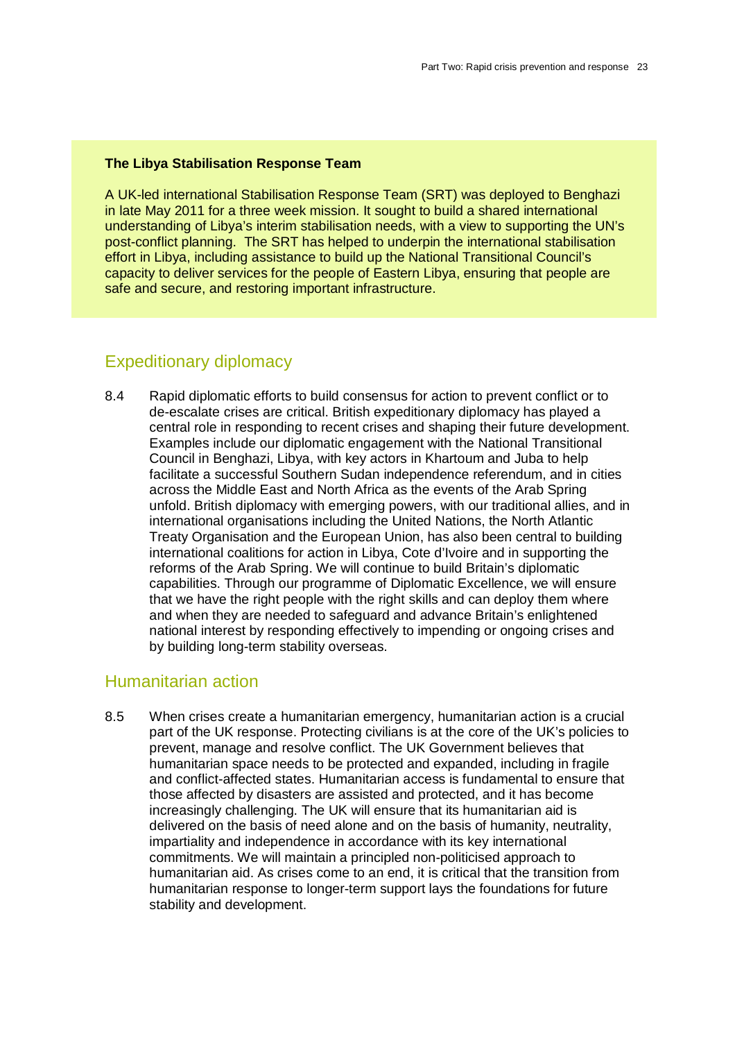**The Libya Stabilisation Response Team**

A UK-led international Stabilisation Response Team (SRT) was deployed to Benghazi in late May 2011 for a three week mission. It sought to build a shared international understanding of Libya's interim stabilisation needs, with a view to supporting the UN's post-conflict planning. The SRT has helped to underpin the international stabilisation effort in Libya, including assistance to build up the National Transitional Council's capacity to deliver services for the people of Eastern Libya, ensuring that people are safe and secure, and restoring important infrastructure.

## Expeditionary diplomacy

8.4 Rapid diplomatic efforts to build consensus for action to prevent conflict or to de-escalate crises are critical. British expeditionary diplomacy has played a central role in responding to recent crises and shaping their future development. Examples include our diplomatic engagement with the National Transitional Council in Benghazi, Libya, with key actors in Khartoum and Juba to help facilitate a successful Southern Sudan independence referendum, and in cities across the Middle East and North Africa as the events of the Arab Spring unfold. British diplomacy with emerging powers, with our traditional allies, and in international organisations including the United Nations, the North Atlantic Treaty Organisation and the European Union, has also been central to building international coalitions for action in Libya, Cote d'Ivoire and in supporting the reforms of the Arab Spring. We will continue to build Britain's diplomatic capabilities. Through our programme of Diplomatic Excellence, we will ensure that we have the right people with the right skills and can deploy them where and when they are needed to safeguard and advance Britain's enlightened national interest by responding effectively to impending or ongoing crises and by building long-term stability overseas.

## Humanitarian action

8.5 When crises create a humanitarian emergency, humanitarian action is a crucial part of the UK response. Protecting civilians is at the core of the UK's policies to prevent, manage and resolve conflict. The UK Government believes that humanitarian space needs to be protected and expanded, including in fragile and conflict-affected states. Humanitarian access is fundamental to ensure that those affected by disasters are assisted and protected, and it has become increasingly challenging. The UK will ensure that its humanitarian aid is delivered on the basis of need alone and on the basis of humanity, neutrality, impartiality and independence in accordance with its key international commitments. We will maintain a principled non-politicised approach to humanitarian aid. As crises come to an end, it is critical that the transition from humanitarian response to longer-term support lays the foundations for future stability and development.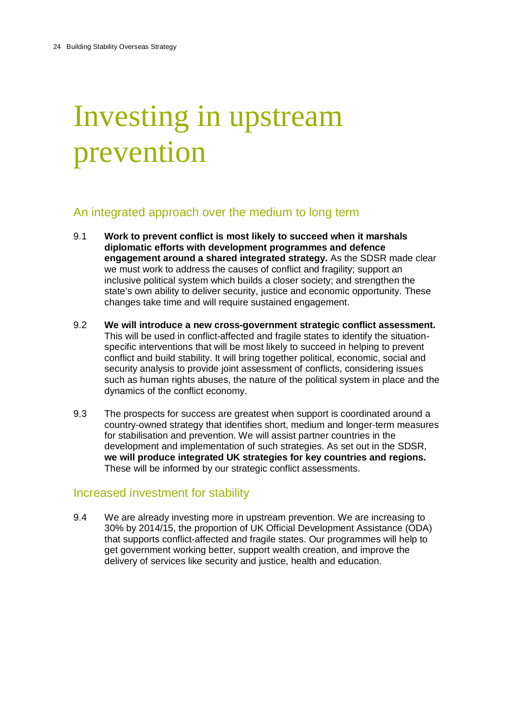# Investing in upstream prevention

## An integrated approach over the medium to long term

9.1 **Work to prevent conflict is most likely to succeed when it marshals diplomatic efforts with development programmes and defence engagement around a shared integrated strategy.** As the SDSR made clear we must work to address the causes of conflict and fragility; support an inclusive political system which builds a closer society; and strengthen the state's own ability to deliver security, justice and economic opportunity. These changes take time and will require sustained engagement.

9.2 **We will introduce a new cross-government strategic conflict assessment.** This will be used in conflict-affected and fragile states to identify the situation-specific interventions that will be most likely to succeed in helping to prevent conflict and build stability. It will bring together political, economic, social and security analysis to provide joint assessment of conflicts, considering issues such as human rights abuses, the nature of the political system in place and the dynamics of the conflict economy.

9.3 The prospects for success are greatest when support is coordinated around a country-owned strategy that identifies short, medium and longer-term measures for stabilisation and prevention. We will assist partner countries in the development and implementation of such strategies. As set out in the SDSR, **we will produce integrated UK strategies for key countries and regions.** These will be informed by our strategic conflict assessments.

## Increased investment for stability

9.4 We are already investing more in upstream prevention. We are increasing to 30% by 2014/15, the proportion of UK Official Development Assistance (ODA) that supports conflict-affected and fragile states. Our programmes will help to get government working better, support wealth creation, and improve the delivery of services like security and justice, health and education.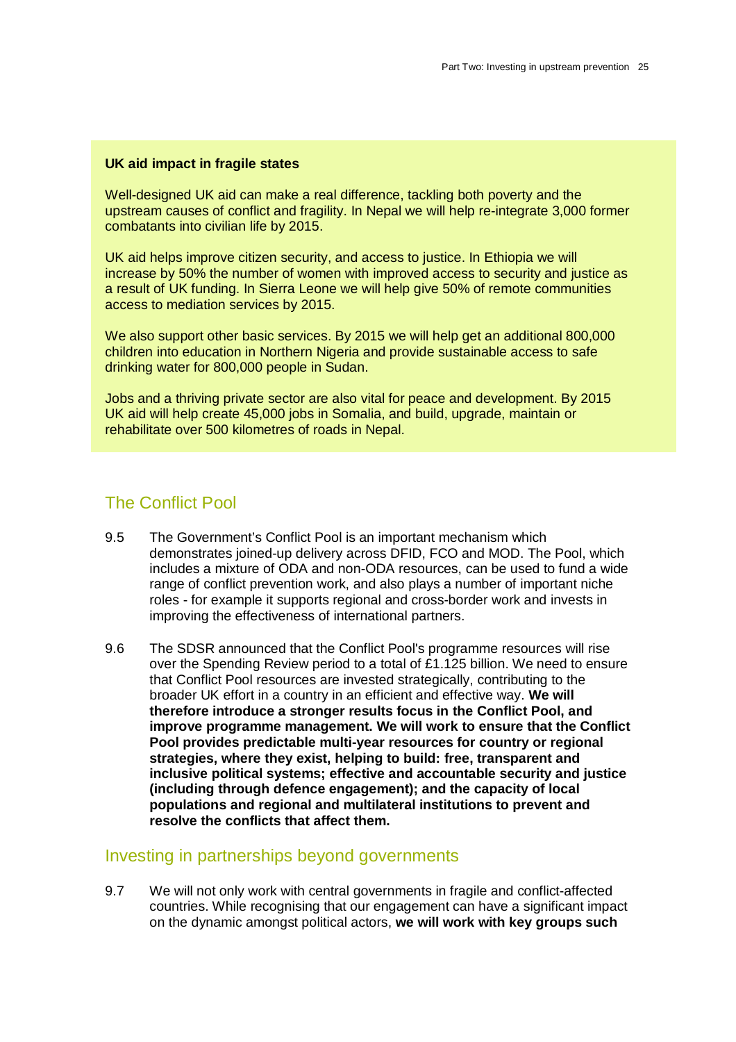**UK aid impact in fragile states**

Well-designed UK aid can make a real difference, tackling both poverty and the upstream causes of conflict and fragility. In Nepal we will help re-integrate 3,000 former combatants into civilian life by 2015.

UK aid helps improve citizen security, and access to justice. In Ethiopia we will increase by 50% the number of women with improved access to security and justice as a result of UK funding. In Sierra Leone we will help give 50% of remote communities access to mediation services by 2015.

We also support other basic services. By 2015 we will help get an additional 800,000 children into education in Northern Nigeria and provide sustainable access to safe drinking water for 800,000 people in Sudan.

Jobs and a thriving private sector are also vital for peace and development. By 2015 UK aid will help create 45,000 jobs in Somalia, and build, upgrade, maintain or rehabilitate over 500 kilometres of roads in Nepal.

## The Conflict Pool

9.5 The Government's Conflict Pool is an important mechanism which demonstrates joined-up delivery across DFID, FCO and MOD. The Pool, which includes a mixture of ODA and non-ODA resources, can be used to fund a wide range of conflict prevention work, and also plays a number of important niche roles - for example it supports regional and cross-border work and invests in improving the effectiveness of international partners.

9.6 The SDSR announced that the Conflict Pool's programme resources will rise over the Spending Review period to a total of £1.125 billion. We need to ensure that Conflict Pool resources are invested strategically, contributing to the broader UK effort in a country in an efficient and effective way. **We will therefore introduce a stronger results focus in the Conflict Pool, and improve programme management. We will work to ensure that the Conflict Pool provides predictable multi-year resources for country or regional strategies, where they exist, helping to build: free, transparent and inclusive political systems; effective and accountable security and justice (including through defence engagement); and the capacity of local populations and regional and multilateral institutions to prevent and resolve the conflicts that affect them.**

## Investing in partnerships beyond governments

9.7 We will not only work with central governments in fragile and conflict-affected countries. While recognising that our engagement can have a significant impact on the dynamic amongst political actors, **we will work with key groups such**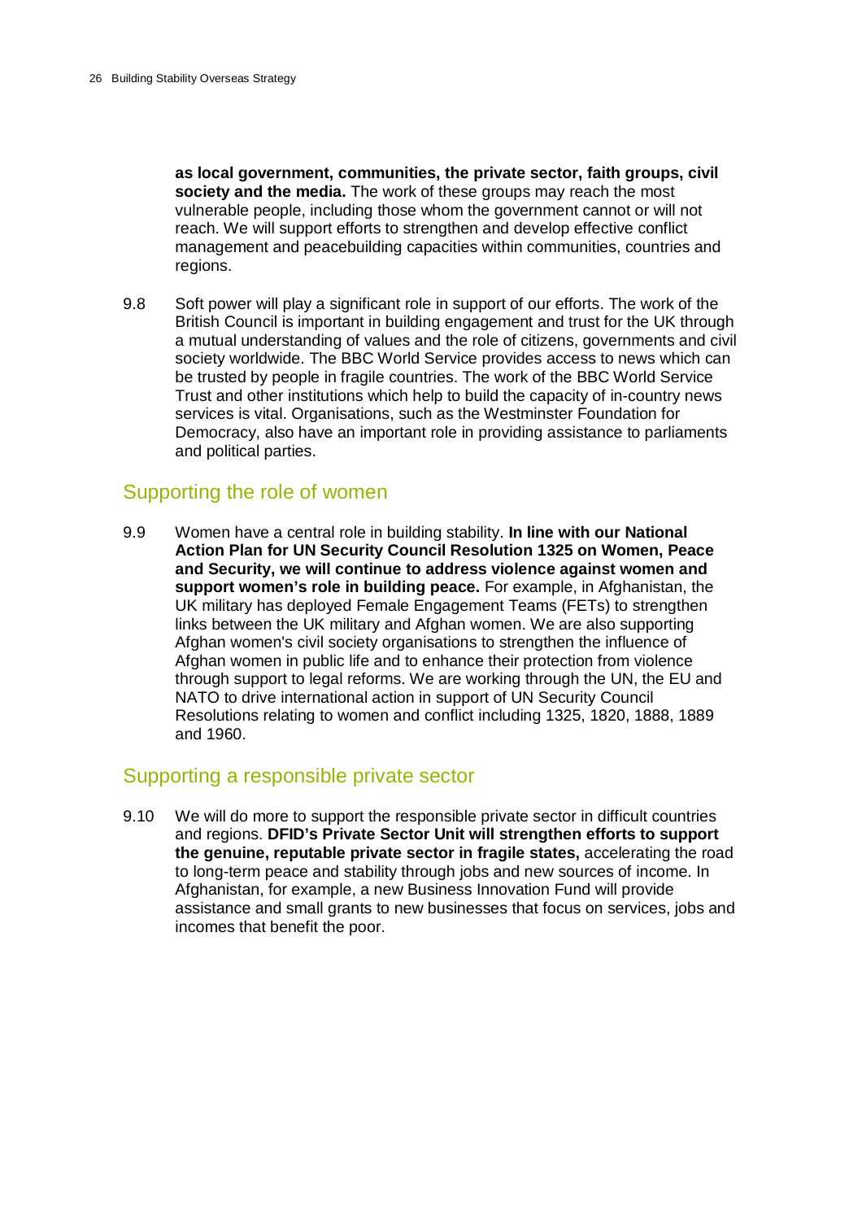**as local government, communities, the private sector, faith groups, civil society and the media.** The work of these groups may reach the most vulnerable people, including those whom the government cannot or will not reach. We will support efforts to strengthen and develop effective conflict management and peacebuilding capacities within communities, countries and regions.

9.8 Soft power will play a significant role in support of our efforts. The work of the British Council is important in building engagement and trust for the UK through a mutual understanding of values and the role of citizens, governments and civil society worldwide. The BBC World Service provides access to news which can be trusted by people in fragile countries. The work of the BBC World Service Trust and other institutions which help to build the capacity of in-country news services is vital. Organisations, such as the Westminster Foundation for Democracy, also have an important role in providing assistance to parliaments and political parties.

## Supporting the role of women

9.9 Women have a central role in building stability. **In line with our National Action Plan for UN Security Council Resolution 1325 on Women, Peace and Security, we will continue to address violence against women and support women's role in building peace.** For example, in Afghanistan, the UK military has deployed Female Engagement Teams (FETs) to strengthen links between the UK military and Afghan women. We are also supporting Afghan women's civil society organisations to strengthen the influence of Afghan women in public life and to enhance their protection from violence through support to legal reforms. We are working through the UN, the EU and NATO to drive international action in support of UN Security Council Resolutions relating to women and conflict including 1325, 1820, 1888, 1889 and 1960.

## Supporting a responsible private sector

9.10 We will do more to support the responsible private sector in difficult countries and regions. **DFID's Private Sector Unit will strengthen efforts to support the genuine, reputable private sector in fragile states,** accelerating the road to long-term peace and stability through jobs and new sources of income. In Afghanistan, for example, a new Business Innovation Fund will provide assistance and small grants to new businesses that focus on services, jobs and incomes that benefit the poor.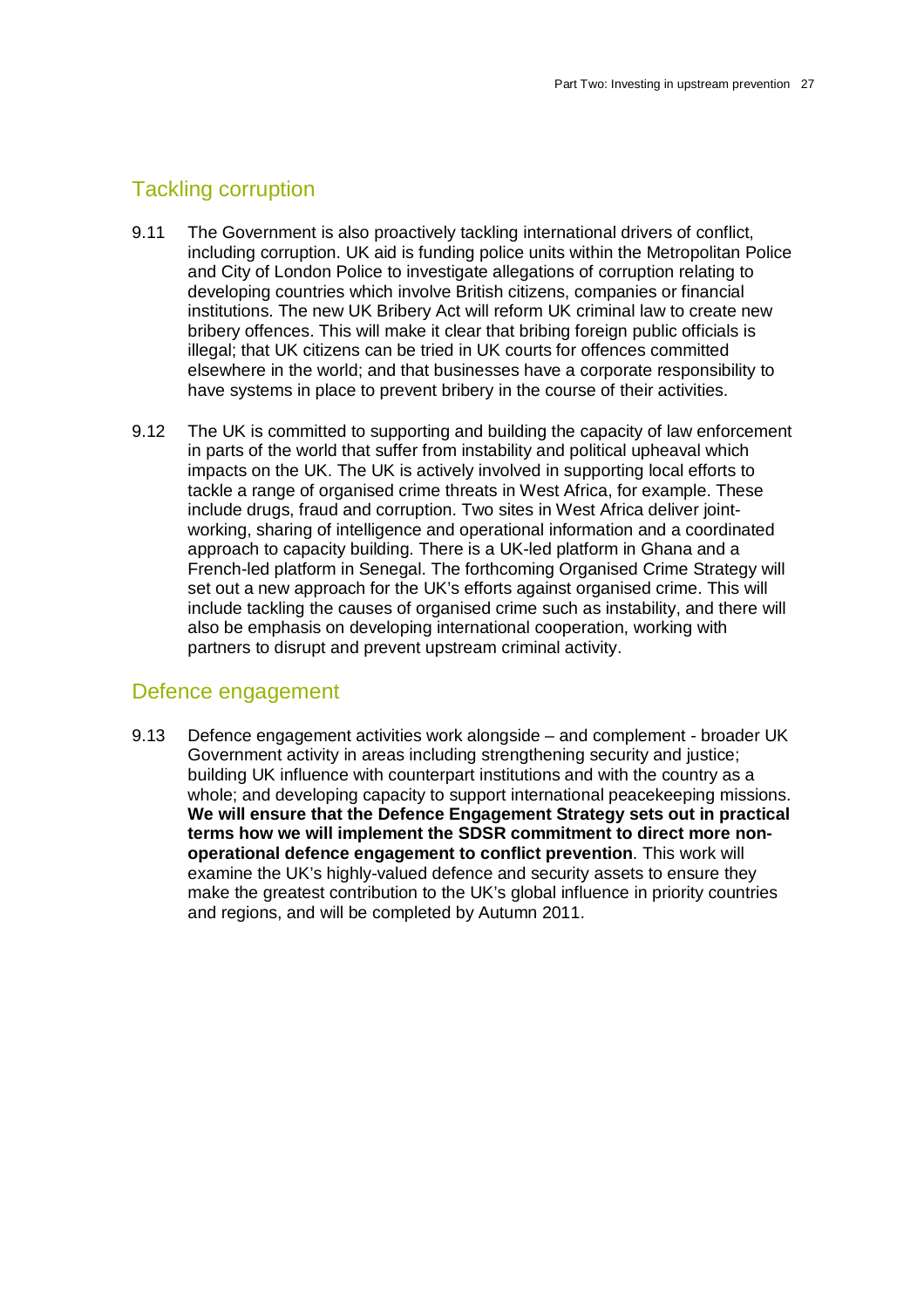## Tackling corruption

9.11 The Government is also proactively tackling international drivers of conflict, including corruption. UK aid is funding police units within the Metropolitan Police and City of London Police to investigate allegations of corruption relating to developing countries which involve British citizens, companies or financial institutions. The new UK Bribery Act will reform UK criminal law to create new bribery offences. This will make it clear that bribing foreign public officials is illegal; that UK citizens can be tried in UK courts for offences committed elsewhere in the world; and that businesses have a corporate responsibility to have systems in place to prevent bribery in the course of their activities.

9.12 The UK is committed to supporting and building the capacity of law enforcement in parts of the world that suffer from instability and political upheaval which impacts on the UK. The UK is actively involved in supporting local efforts to tackle a range of organised crime threats in West Africa, for example. These include drugs, fraud and corruption. Two sites in West Africa deliver joint-working, sharing of intelligence and operational information and a coordinated approach to capacity building. There is a UK-led platform in Ghana and a French-led platform in Senegal. The forthcoming Organised Crime Strategy will set out a new approach for the UK's efforts against organised crime. This will include tackling the causes of organised crime such as instability, and there will also be emphasis on developing international cooperation, working with partners to disrupt and prevent upstream criminal activity.

## Defence engagement

9.13 Defence engagement activities work alongside – and complement - broader UK Government activity in areas including strengthening security and justice; building UK influence with counterpart institutions and with the country as a whole; and developing capacity to support international peacekeeping missions. **We will ensure that the Defence Engagement Strategy sets out in practical terms how we will implement the SDSR commitment to direct more non-operational defence engagement to conflict prevention**. This work will examine the UK's highly-valued defence and security assets to ensure they make the greatest contribution to the UK's global influence in priority countries and regions, and will be completed by Autumn 2011.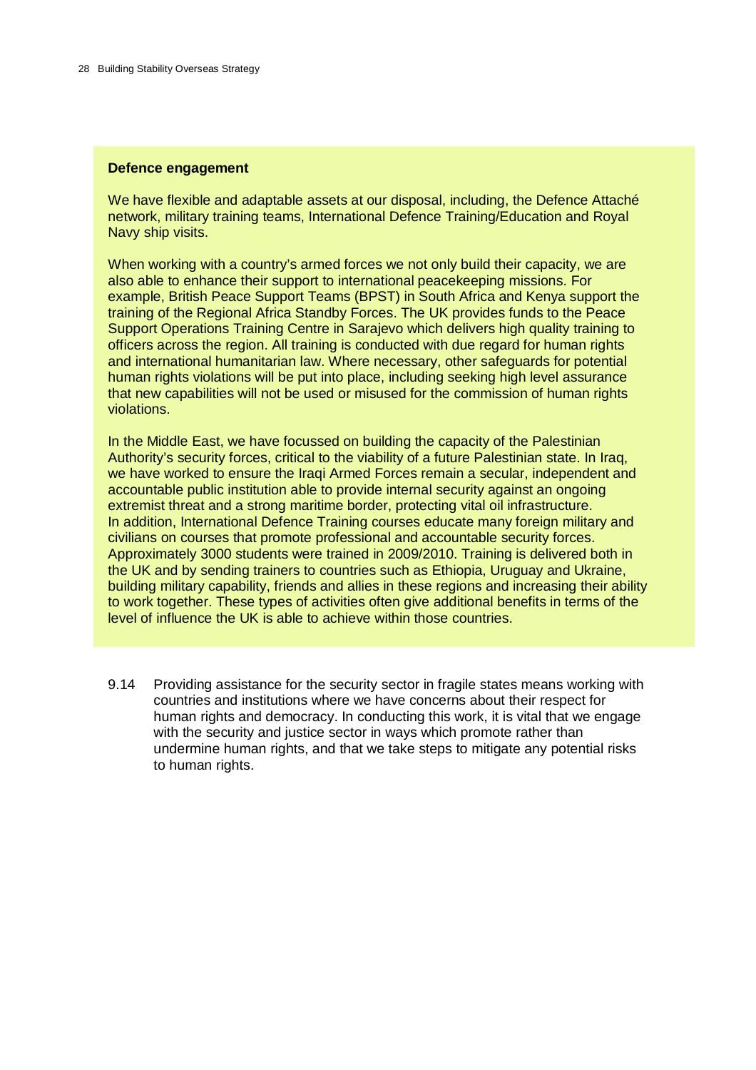**Defence engagement**

We have flexible and adaptable assets at our disposal, including, the Defence Attaché network, military training teams, International Defence Training/Education and Royal Navy ship visits.

When working with a country's armed forces we not only build their capacity, we are also able to enhance their support to international peacekeeping missions. For example, British Peace Support Teams (BPST) in South Africa and Kenya support the training of the Regional Africa Standby Forces. The UK provides funds to the Peace Support Operations Training Centre in Sarajevo which delivers high quality training to officers across the region. All training is conducted with due regard for human rights and international humanitarian law. Where necessary, other safeguards for potential human rights violations will be put into place, including seeking high level assurance that new capabilities will not be used or misused for the commission of human rights violations.

In the Middle East, we have focussed on building the capacity of the Palestinian Authority's security forces, critical to the viability of a future Palestinian state. In Iraq, we have worked to ensure the Iraqi Armed Forces remain a secular, independent and accountable public institution able to provide internal security against an ongoing extremist threat and a strong maritime border, protecting vital oil infrastructure. In addition, International Defence Training courses educate many foreign military and civilians on courses that promote professional and accountable security forces. Approximately 3000 students were trained in 2009/2010. Training is delivered both in the UK and by sending trainers to countries such as Ethiopia, Uruguay and Ukraine, building military capability, friends and allies in these regions and increasing their ability to work together. These types of activities often give additional benefits in terms of the level of influence the UK is able to achieve within those countries.

9.14 Providing assistance for the security sector in fragile states means working with countries and institutions where we have concerns about their respect for human rights and democracy. In conducting this work, it is vital that we engage with the security and justice sector in ways which promote rather than undermine human rights, and that we take steps to mitigate any potential risks to human rights.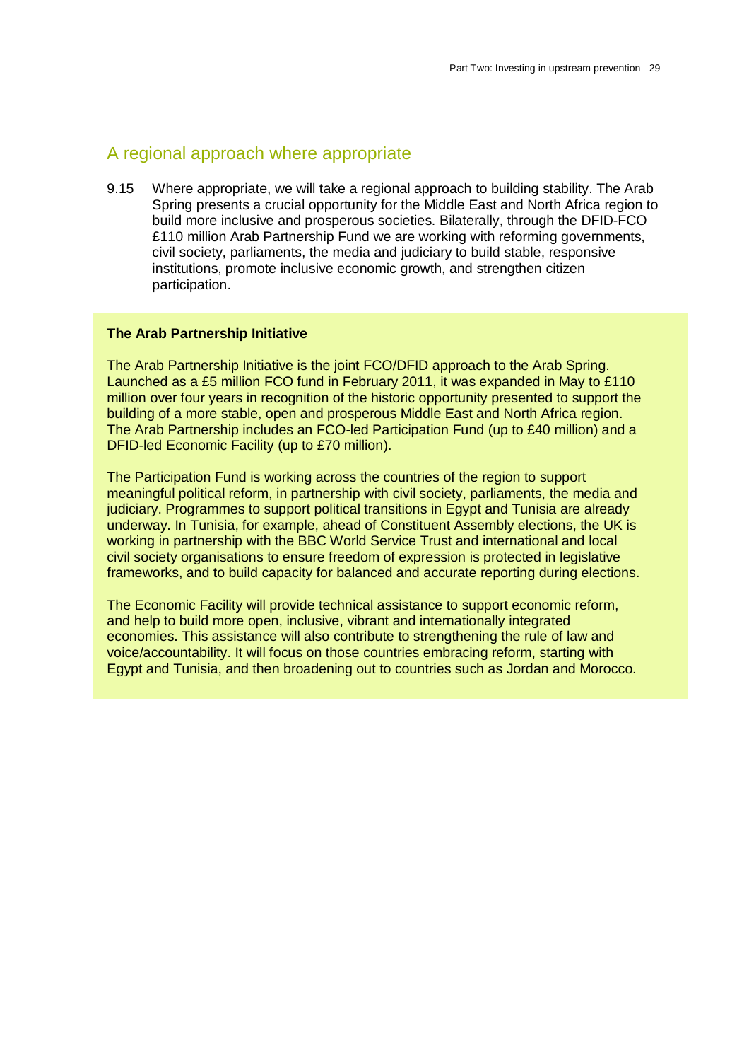## A regional approach where appropriate

9.15 Where appropriate, we will take a regional approach to building stability. The Arab Spring presents a crucial opportunity for the Middle East and North Africa region to build more inclusive and prosperous societies. Bilaterally, through the DFID-FCO £110 million Arab Partnership Fund we are working with reforming governments, civil society, parliaments, the media and judiciary to build stable, responsive institutions, promote inclusive economic growth, and strengthen citizen participation.

**The Arab Partnership Initiative**

The Arab Partnership Initiative is the joint FCO/DFID approach to the Arab Spring. Launched as a £5 million FCO fund in February 2011, it was expanded in May to £110 million over four years in recognition of the historic opportunity presented to support the building of a more stable, open and prosperous Middle East and North Africa region. The Arab Partnership includes an FCO-led Participation Fund (up to £40 million) and a DFID-led Economic Facility (up to £70 million).

The Participation Fund is working across the countries of the region to support meaningful political reform, in partnership with civil society, parliaments, the media and judiciary. Programmes to support political transitions in Egypt and Tunisia are already underway. In Tunisia, for example, ahead of Constituent Assembly elections, the UK is working in partnership with the BBC World Service Trust and international and local civil society organisations to ensure freedom of expression is protected in legislative frameworks, and to build capacity for balanced and accurate reporting during elections.

The Economic Facility will provide technical assistance to support economic reform, and help to build more open, inclusive, vibrant and internationally integrated economies. This assistance will also contribute to strengthening the rule of law and voice/accountability. It will focus on those countries embracing reform, starting with Egypt and Tunisia, and then broadening out to countries such as Jordan and Morocco.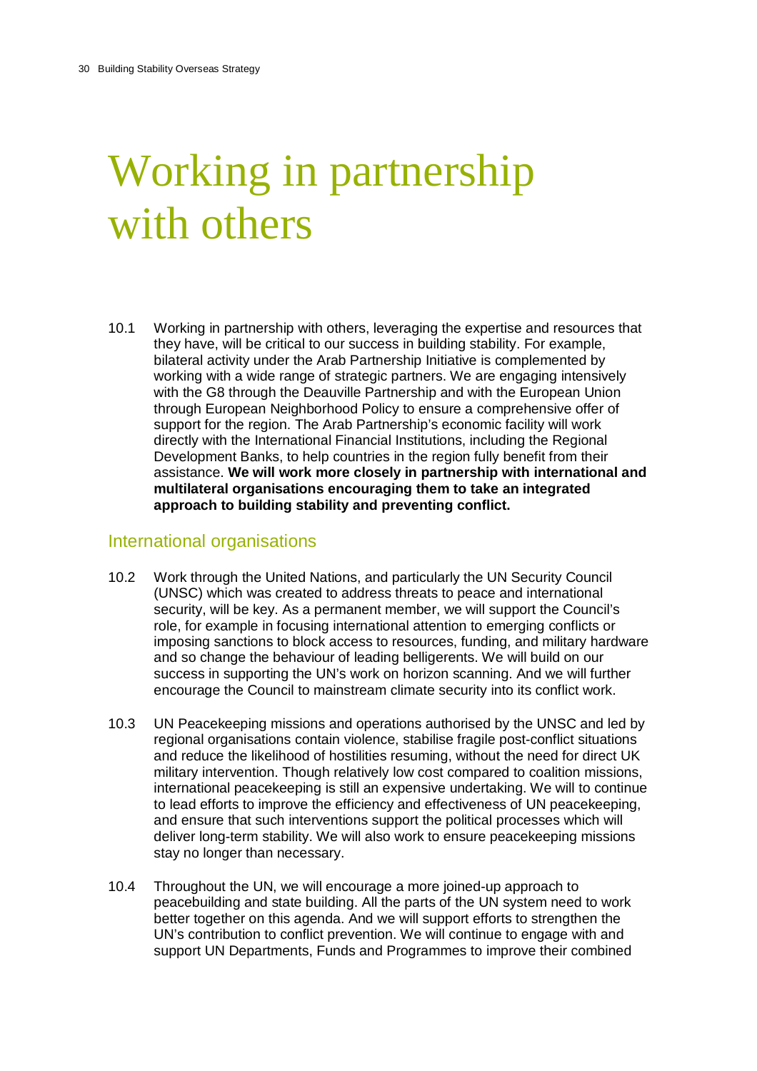# Working in partnership with others

10.1 Working in partnership with others, leveraging the expertise and resources that they have, will be critical to our success in building stability. For example, bilateral activity under the Arab Partnership Initiative is complemented by working with a wide range of strategic partners. We are engaging intensively with the G8 through the Deauville Partnership and with the European Union through European Neighborhood Policy to ensure a comprehensive offer of support for the region. The Arab Partnership's economic facility will work directly with the International Financial Institutions, including the Regional Development Banks, to help countries in the region fully benefit from their assistance. **We will work more closely in partnership with international and multilateral organisations encouraging them to take an integrated approach to building stability and preventing conflict.**

## International organisations

10.2 Work through the United Nations, and particularly the UN Security Council (UNSC) which was created to address threats to peace and international security, will be key. As a permanent member, we will support the Council's role, for example in focusing international attention to emerging conflicts or imposing sanctions to block access to resources, funding, and military hardware and so change the behaviour of leading belligerents. We will build on our success in supporting the UN's work on horizon scanning. And we will further encourage the Council to mainstream climate security into its conflict work.

10.3 UN Peacekeeping missions and operations authorised by the UNSC and led by regional organisations contain violence, stabilise fragile post-conflict situations and reduce the likelihood of hostilities resuming, without the need for direct UK military intervention. Though relatively low cost compared to coalition missions, international peacekeeping is still an expensive undertaking. We will to continue to lead efforts to improve the efficiency and effectiveness of UN peacekeeping, and ensure that such interventions support the political processes which will deliver long-term stability. We will also work to ensure peacekeeping missions stay no longer than necessary.

10.4 Throughout the UN, we will encourage a more joined-up approach to peacebuilding and state building. All the parts of the UN system need to work better together on this agenda. And we will support efforts to strengthen the UN's contribution to conflict prevention. We will continue to engage with and support UN Departments, Funds and Programmes to improve their combined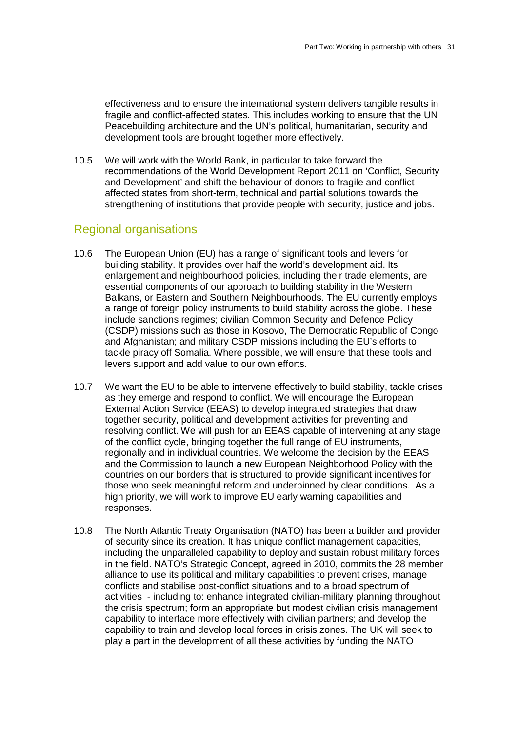effectiveness and to ensure the international system delivers tangible results in fragile and conflict-affected states. This includes working to ensure that the UN Peacebuilding architecture and the UN's political, humanitarian, security and development tools are brought together more effectively.

10.5 We will work with the World Bank, in particular to take forward the recommendations of the World Development Report 2011 on 'Conflict, Security and Development' and shift the behaviour of donors to fragile and conflict-affected states from short-term, technical and partial solutions towards the strengthening of institutions that provide people with security, justice and jobs.

## Regional organisations

10.6 The European Union (EU) has a range of significant tools and levers for building stability. It provides over half the world's development aid. Its enlargement and neighbourhood policies, including their trade elements, are essential components of our approach to building stability in the Western Balkans, or Eastern and Southern Neighbourhoods. The EU currently employs a range of foreign policy instruments to build stability across the globe. These include sanctions regimes; civilian Common Security and Defence Policy (CSDP) missions such as those in Kosovo, The Democratic Republic of Congo and Afghanistan; and military CSDP missions including the EU's efforts to tackle piracy off Somalia. Where possible, we will ensure that these tools and levers support and add value to our own efforts.

10.7 We want the EU to be able to intervene effectively to build stability, tackle crises as they emerge and respond to conflict. We will encourage the European External Action Service (EEAS) to develop integrated strategies that draw together security, political and development activities for preventing and resolving conflict. We will push for an EEAS capable of intervening at any stage of the conflict cycle, bringing together the full range of EU instruments, regionally and in individual countries. We welcome the decision by the EEAS and the Commission to launch a new European Neighborhood Policy with the countries on our borders that is structured to provide significant incentives for those who seek meaningful reform and underpinned by clear conditions. As a high priority, we will work to improve EU early warning capabilities and responses.

10.8 The North Atlantic Treaty Organisation (NATO) has been a builder and provider of security since its creation. It has unique conflict management capacities, including the unparalleled capability to deploy and sustain robust military forces in the field. NATO's Strategic Concept, agreed in 2010, commits the 28 member alliance to use its political and military capabilities to prevent crises, manage conflicts and stabilise post-conflict situations and to a broad spectrum of activities - including to: enhance integrated civilian-military planning throughout the crisis spectrum; form an appropriate but modest civilian crisis management capability to interface more effectively with civilian partners; and develop the capability to train and develop local forces in crisis zones. The UK will seek to play a part in the development of all these activities by funding the NATO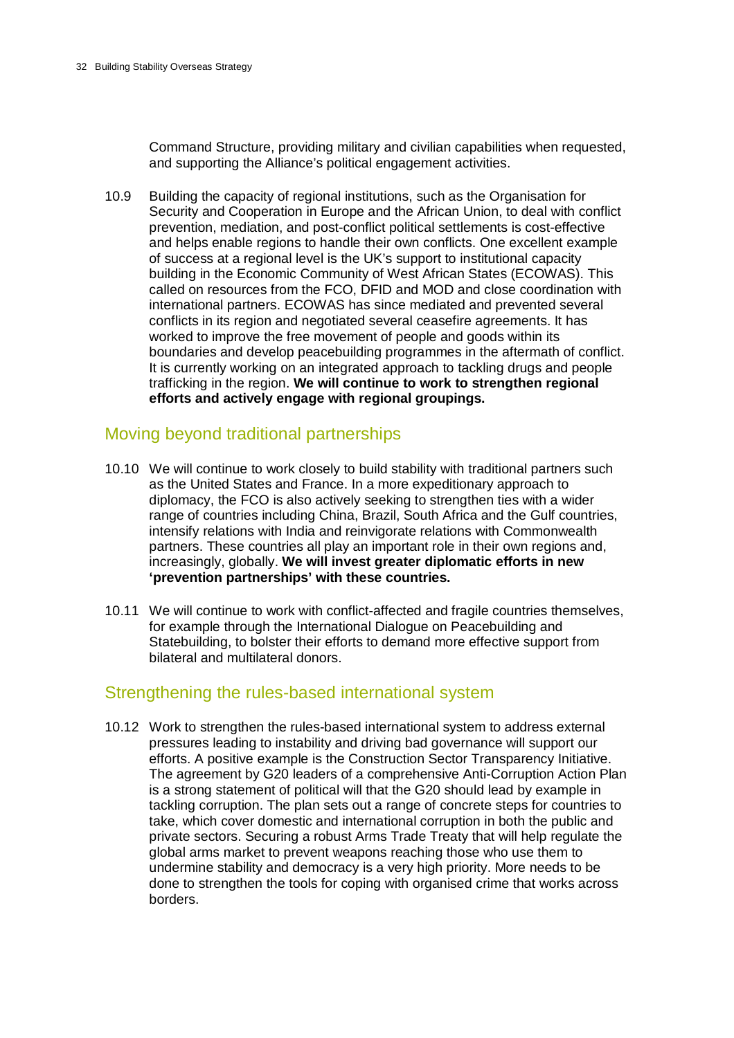Command Structure, providing military and civilian capabilities when requested, and supporting the Alliance's political engagement activities.

10.9 Building the capacity of regional institutions, such as the Organisation for Security and Cooperation in Europe and the African Union, to deal with conflict prevention, mediation, and post-conflict political settlements is cost-effective and helps enable regions to handle their own conflicts. One excellent example of success at a regional level is the UK's support to institutional capacity building in the Economic Community of West African States (ECOWAS). This called on resources from the FCO, DFID and MOD and close coordination with international partners. ECOWAS has since mediated and prevented several conflicts in its region and negotiated several ceasefire agreements. It has worked to improve the free movement of people and goods within its boundaries and develop peacebuilding programmes in the aftermath of conflict. It is currently working on an integrated approach to tackling drugs and people trafficking in the region. **We will continue to work to strengthen regional efforts and actively engage with regional groupings.**

## Moving beyond traditional partnerships

10.10 We will continue to work closely to build stability with traditional partners such as the United States and France. In a more expeditionary approach to diplomacy, the FCO is also actively seeking to strengthen ties with a wider range of countries including China, Brazil, South Africa and the Gulf countries, intensify relations with India and reinvigorate relations with Commonwealth partners. These countries all play an important role in their own regions and, increasingly, globally. **We will invest greater diplomatic efforts in new 'prevention partnerships' with these countries.**

10.11 We will continue to work with conflict-affected and fragile countries themselves, for example through the International Dialogue on Peacebuilding and Statebuilding, to bolster their efforts to demand more effective support from bilateral and multilateral donors.

## Strengthening the rules-based international system

10.12 Work to strengthen the rules-based international system to address external pressures leading to instability and driving bad governance will support our efforts. A positive example is the Construction Sector Transparency Initiative. The agreement by G20 leaders of a comprehensive Anti-Corruption Action Plan is a strong statement of political will that the G20 should lead by example in tackling corruption. The plan sets out a range of concrete steps for countries to take, which cover domestic and international corruption in both the public and private sectors. Securing a robust Arms Trade Treaty that will help regulate the global arms market to prevent weapons reaching those who use them to undermine stability and democracy is a very high priority. More needs to be done to strengthen the tools for coping with organised crime that works across borders.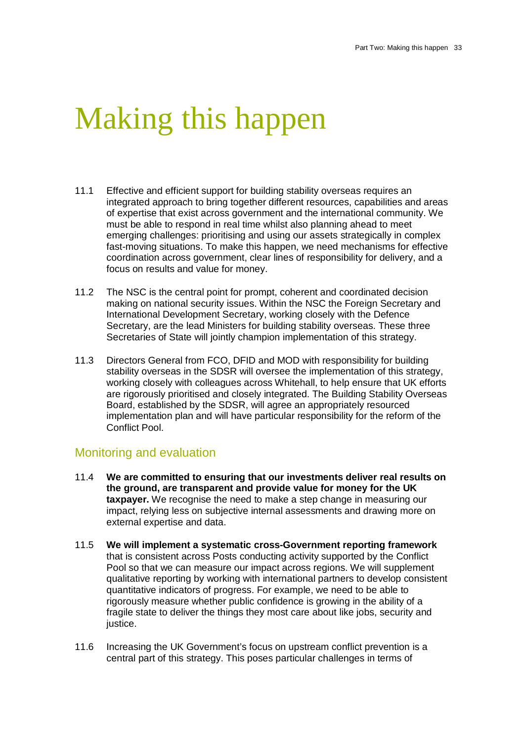# Making this happen

11.1 Effective and efficient support for building stability overseas requires an integrated approach to bring together different resources, capabilities and areas of expertise that exist across government and the international community. We must be able to respond in real time whilst also planning ahead to meet emerging challenges: prioritising and using our assets strategically in complex fast-moving situations. To make this happen, we need mechanisms for effective coordination across government, clear lines of responsibility for delivery, and a focus on results and value for money.

11.2 The NSC is the central point for prompt, coherent and coordinated decision making on national security issues. Within the NSC the Foreign Secretary and International Development Secretary, working closely with the Defence Secretary, are the lead Ministers for building stability overseas. These three Secretaries of State will jointly champion implementation of this strategy.

11.3 Directors General from FCO, DFID and MOD with responsibility for building stability overseas in the SDSR will oversee the implementation of this strategy, working closely with colleagues across Whitehall, to help ensure that UK efforts are rigorously prioritised and closely integrated. The Building Stability Overseas Board, established by the SDSR, will agree an appropriately resourced implementation plan and will have particular responsibility for the reform of the Conflict Pool.

## Monitoring and evaluation

11.4 **We are committed to ensuring that our investments deliver real results on the ground, are transparent and provide value for money for the UK taxpayer.** We recognise the need to make a step change in measuring our impact, relying less on subjective internal assessments and drawing more on external expertise and data.

11.5 **We will implement a systematic cross-Government reporting framework** that is consistent across Posts conducting activity supported by the Conflict Pool so that we can measure our impact across regions. We will supplement qualitative reporting by working with international partners to develop consistent quantitative indicators of progress. For example, we need to be able to rigorously measure whether public confidence is growing in the ability of a fragile state to deliver the things they most care about like jobs, security and justice.

11.6 Increasing the UK Government's focus on upstream conflict prevention is a central part of this strategy. This poses particular challenges in terms of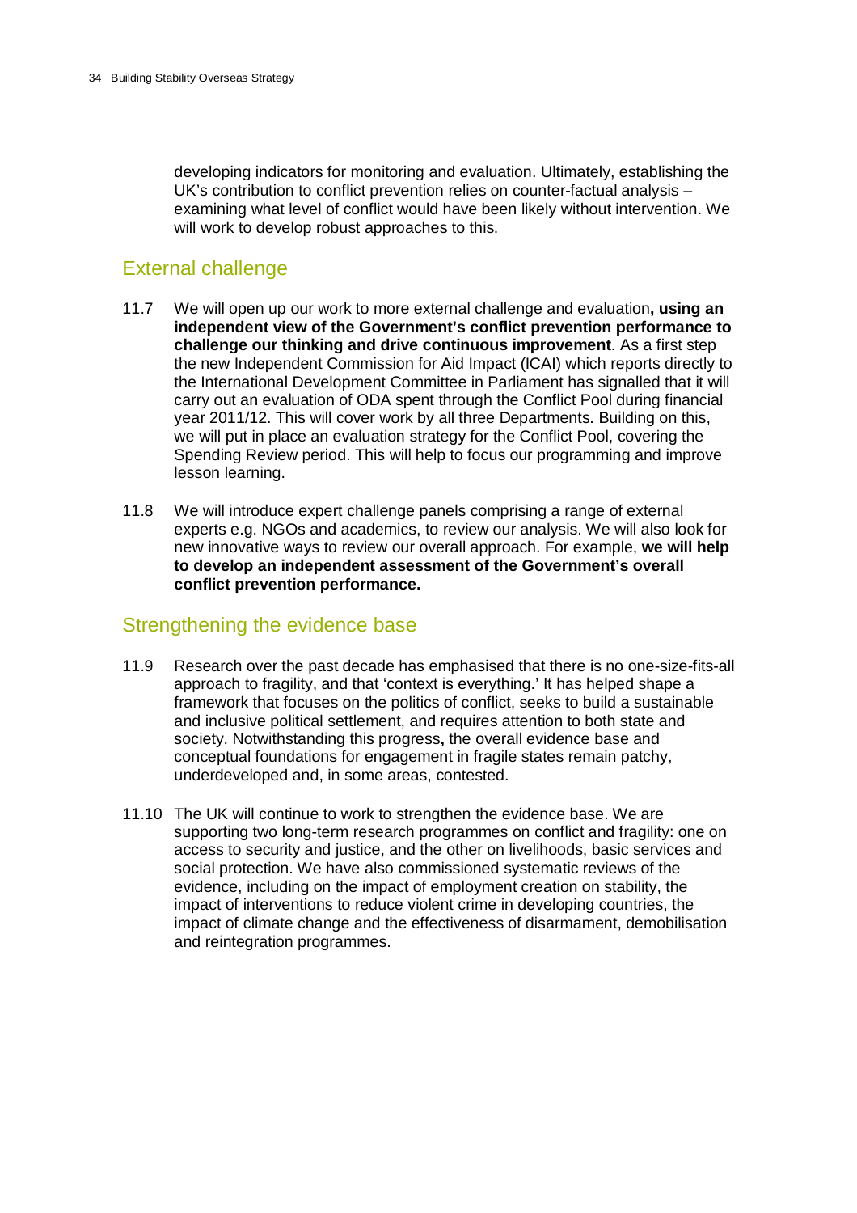developing indicators for monitoring and evaluation. Ultimately, establishing the UK's contribution to conflict prevention relies on counter-factual analysis – examining what level of conflict would have been likely without intervention. We will work to develop robust approaches to this.

## External challenge

11.7 We will open up our work to more external challenge and evaluation**, using an independent view of the Government's conflict prevention performance to challenge our thinking and drive continuous improvement**. As a first step the new Independent Commission for Aid Impact (ICAI) which reports directly to the International Development Committee in Parliament has signalled that it will carry out an evaluation of ODA spent through the Conflict Pool during financial year 2011/12. This will cover work by all three Departments. Building on this, we will put in place an evaluation strategy for the Conflict Pool, covering the Spending Review period. This will help to focus our programming and improve lesson learning.

11.8 We will introduce expert challenge panels comprising a range of external experts e.g. NGOs and academics, to review our analysis. We will also look for new innovative ways to review our overall approach. For example, **we will help to develop an independent assessment of the Government's overall conflict prevention performance.**

## Strengthening the evidence base

11.9 Research over the past decade has emphasised that there is no one-size-fits-all approach to fragility, and that 'context is everything.' It has helped shape a framework that focuses on the politics of conflict, seeks to build a sustainable and inclusive political settlement, and requires attention to both state and society. Notwithstanding this progress**,** the overall evidence base and conceptual foundations for engagement in fragile states remain patchy, underdeveloped and, in some areas, contested.

11.10 The UK will continue to work to strengthen the evidence base. We are supporting two long-term research programmes on conflict and fragility: one on access to security and justice, and the other on livelihoods, basic services and social protection. We have also commissioned systematic reviews of the evidence, including on the impact of employment creation on stability, the impact of interventions to reduce violent crime in developing countries, the impact of climate change and the effectiveness of disarmament, demobilisation and reintegration programmes.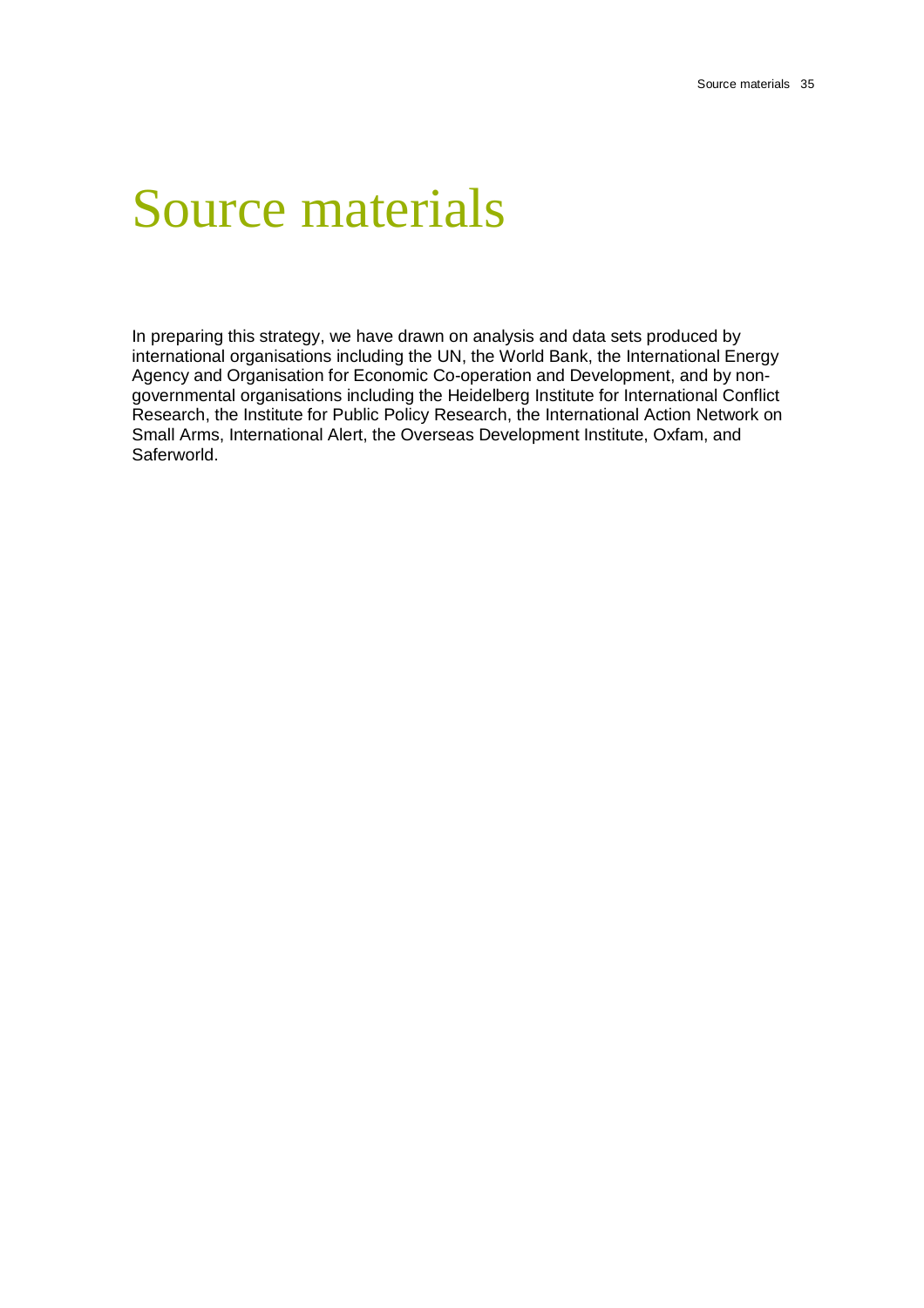# Source materials

In preparing this strategy, we have drawn on analysis and data sets produced by international organisations including the UN, the World Bank, the International Energy Agency and Organisation for Economic Co-operation and Development, and by non-governmental organisations including the Heidelberg Institute for International Conflict Research, the Institute for Public Policy Research, the International Action Network on Small Arms, International Alert, the Overseas Development Institute, Oxfam, and Saferworld.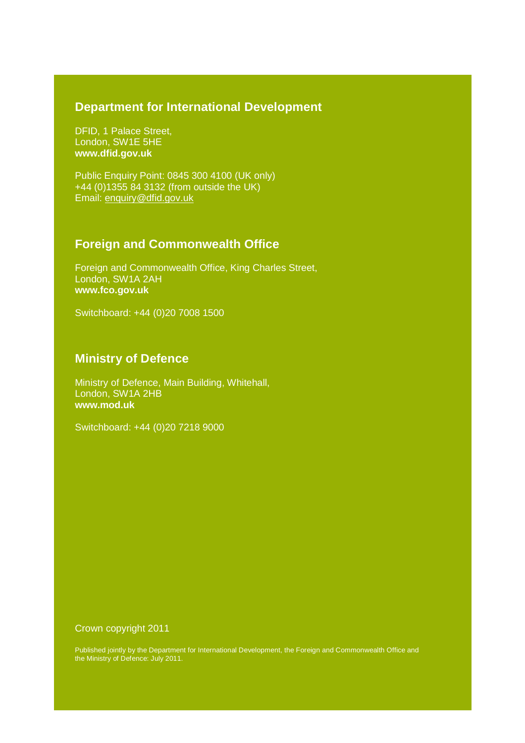## Department for International Development

DFID, 1 Palace Street,
London, SW1E 5HE
**www.dfid.gov.uk**

Public Enquiry Point: 0845 300 4100 (UK only)
+44 (0)1355 84 3132 (from outside the UK)
Email: enquiry@dfid.gov.uk

## Foreign and Commonwealth Office

Foreign and Commonwealth Office, King Charles Street,
London, SW1A 2AH
**www.fco.gov.uk**

Switchboard: +44 (0)20 7008 1500

## Ministry of Defence

Ministry of Defence, Main Building, Whitehall,
London, SW1A 2HB
**www.mod.uk**

Switchboard: +44 (0)20 7218 9000

Crown copyright 2011

Published jointly by the Department for International Development, the Foreign and Commonwealth Office and the Ministry of Defence: July 2011.